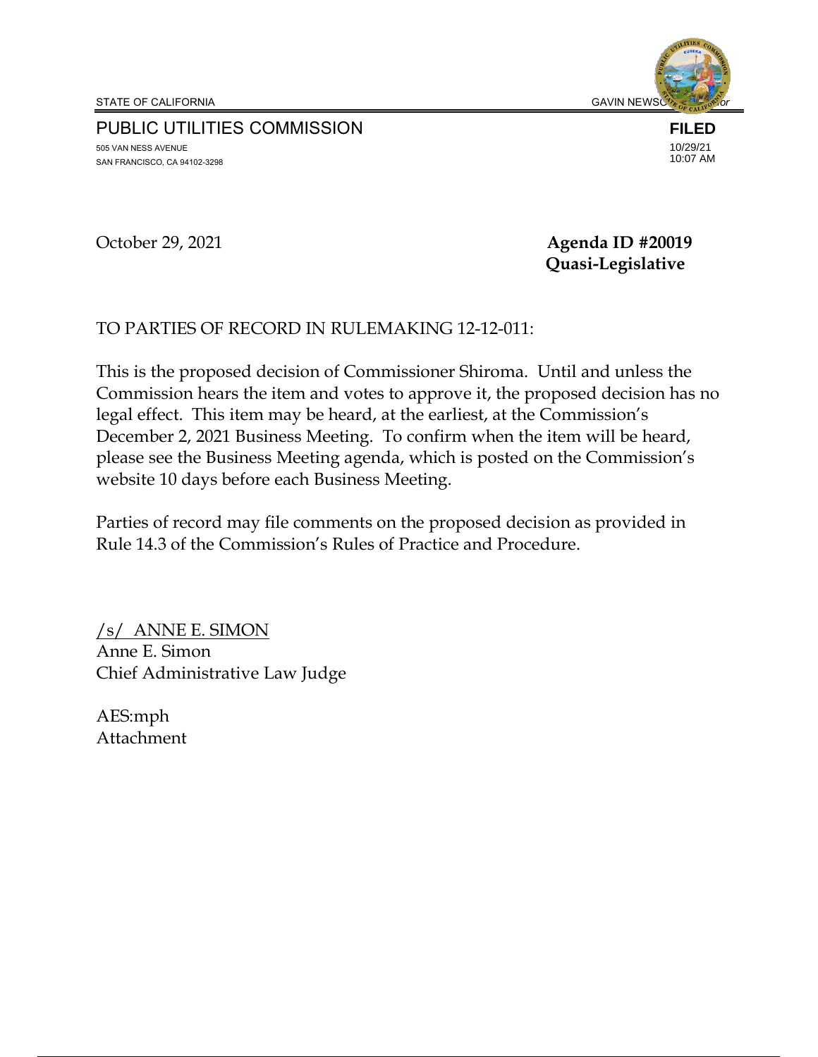STATE OF CALIFORNIA GAVIN NEWSOM, Governor

PUBLIC UTILITIES COMMISSION

505 VAN NESS AVENUE
SAN FRANCISCO, CA 94102-3298

**FILED**
10/29/21
10:07 AM

October 29, 2021

**Agenda ID #20019**
**Quasi-Legislative**

TO PARTIES OF RECORD IN RULEMAKING 12-12-011:

This is the proposed decision of Commissioner Shiroma. Until and unless the Commission hears the item and votes to approve it, the proposed decision has no legal effect. This item may be heard, at the earliest, at the Commission's December 2, 2021 Business Meeting. To confirm when the item will be heard, please see the Business Meeting agenda, which is posted on the Commission's website 10 days before each Business Meeting.

Parties of record may file comments on the proposed decision as provided in Rule 14.3 of the Commission's Rules of Practice and Procedure.

/s/ ANNE E. SIMON
Anne E. Simon
Chief Administrative Law Judge

AES:mph
Attachment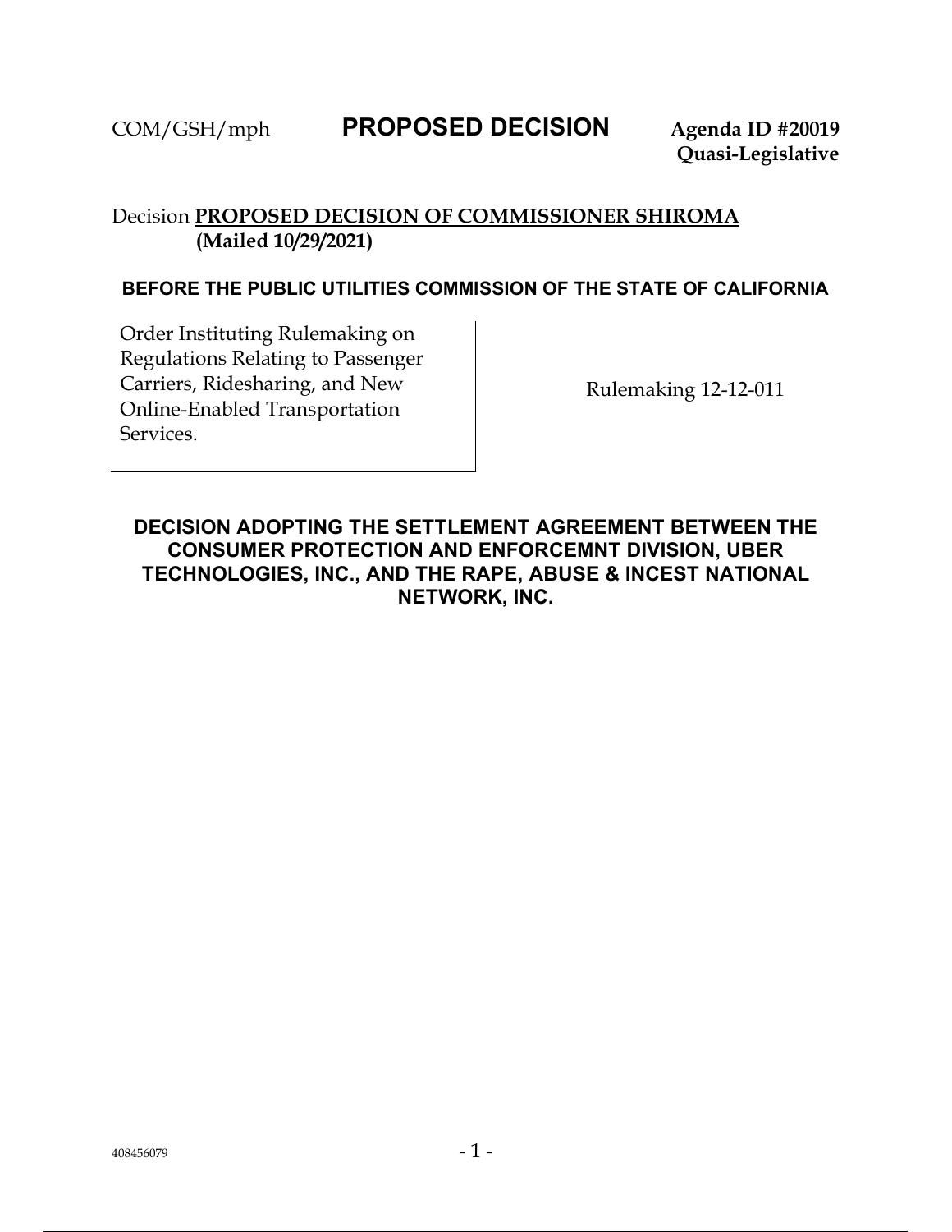COM/GSH/mph **PROPOSED DECISION** **Agenda ID #20019**
**Quasi-Legislative**

Decision **PROPOSED DECISION OF COMMISSIONER SHIROMA**
**(Mailed 10/29/2021)**

**BEFORE THE PUBLIC UTILITIES COMMISSION OF THE STATE OF CALIFORNIA**

| Order Instituting Rulemaking on Regulations Relating to Passenger Carriers, Ridesharing, and New Online-Enabled Transportation Services. | Rulemaking 12-12-011 |
|---|---|

# DECISION ADOPTING THE SETTLEMENT AGREEMENT BETWEEN THE CONSUMER PROTECTION AND ENFORCEMNT DIVISION, UBER TECHNOLOGIES, INC., AND THE RAPE, ABUSE & INCEST NATIONAL NETWORK, INC.

408456079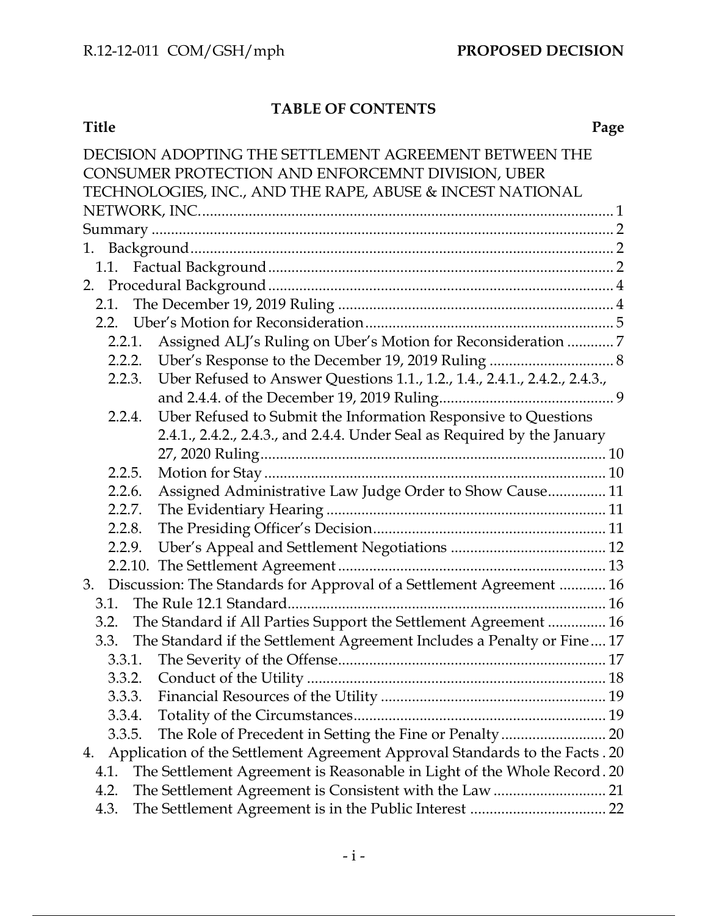## TABLE OF CONTENTS

| Title | Page |
|---|---|
| DECISION ADOPTING THE SETTLEMENT AGREEMENT BETWEEN THE CONSUMER PROTECTION AND ENFORCEMNT DIVISION, UBER TECHNOLOGIES, INC., AND THE RAPE, ABUSE & INCEST NATIONAL NETWORK, INC. | 1 |
| Summary | 2 |
| 1. Background | 2 |
| 1.1. Factual Background | 2 |
| 2. Procedural Background | 4 |
| 2.1. The December 19, 2019 Ruling | 4 |
| 2.2. Uber's Motion for Reconsideration | 5 |
| 2.2.1. Assigned ALJ's Ruling on Uber's Motion for Reconsideration | 7 |
| 2.2.2. Uber's Response to the December 19, 2019 Ruling | 8 |
| 2.2.3. Uber Refused to Answer Questions 1.1., 1.2., 1.4., 2.4.1., 2.4.2., 2.4.3., and 2.4.4. of the December 19, 2019 Ruling | 9 |
| 2.2.4. Uber Refused to Submit the Information Responsive to Questions 2.4.1., 2.4.2., 2.4.3., and 2.4.4. Under Seal as Required by the January 27, 2020 Ruling | 10 |
| 2.2.5. Motion for Stay | 10 |
| 2.2.6. Assigned Administrative Law Judge Order to Show Cause | 11 |
| 2.2.7. The Evidentiary Hearing | 11 |
| 2.2.8. The Presiding Officer's Decision | 11 |
| 2.2.9. Uber's Appeal and Settlement Negotiations | 12 |
| 2.2.10. The Settlement Agreement | 13 |
| 3. Discussion: The Standards for Approval of a Settlement Agreement | 16 |
| 3.1. The Rule 12.1 Standard | 16 |
| 3.2. The Standard if All Parties Support the Settlement Agreement | 16 |
| 3.3. The Standard if the Settlement Agreement Includes a Penalty or Fine | 17 |
| 3.3.1. The Severity of the Offense | 17 |
| 3.3.2. Conduct of the Utility | 18 |
| 3.3.3. Financial Resources of the Utility | 19 |
| 3.3.4. Totality of the Circumstances | 19 |
| 3.3.5. The Role of Precedent in Setting the Fine or Penalty | 20 |
| 4. Application of the Settlement Agreement Approval Standards to the Facts | 20 |
| 4.1. The Settlement Agreement is Reasonable in Light of the Whole Record | 20 |
| 4.2. The Settlement Agreement is Consistent with the Law | 21 |
| 4.3. The Settlement Agreement is in the Public Interest | 22 |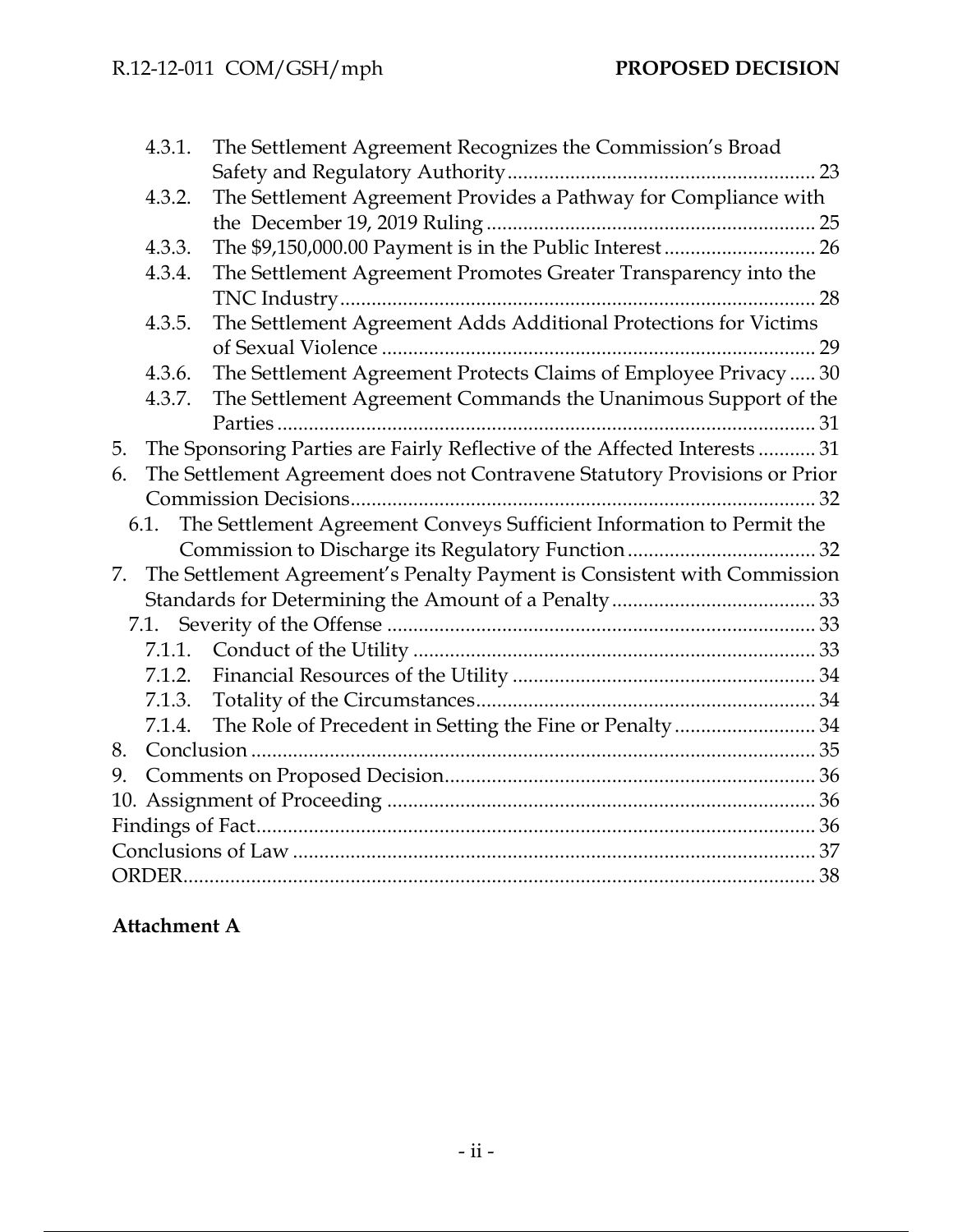4.3.1. The Settlement Agreement Recognizes the Commission's Broad Safety and Regulatory Authority ........ 23

4.3.2. The Settlement Agreement Provides a Pathway for Compliance with the December 19, 2019 Ruling ........ 25

4.3.3. The $9,150,000.00 Payment is in the Public Interest ........ 26

4.3.4. The Settlement Agreement Promotes Greater Transparency into the TNC Industry ........ 28

4.3.5. The Settlement Agreement Adds Additional Protections for Victims of Sexual Violence ........ 29

4.3.6. The Settlement Agreement Protects Claims of Employee Privacy ........ 30

4.3.7. The Settlement Agreement Commands the Unanimous Support of the Parties ........ 31

5. The Sponsoring Parties are Fairly Reflective of the Affected Interests ........ 31

6. The Settlement Agreement does not Contravene Statutory Provisions or Prior Commission Decisions ........ 32

6.1. The Settlement Agreement Conveys Sufficient Information to Permit the Commission to Discharge its Regulatory Function ........ 32

7. The Settlement Agreement's Penalty Payment is Consistent with Commission Standards for Determining the Amount of a Penalty ........ 33

7.1. Severity of the Offense ........ 33

7.1.1. Conduct of the Utility ........ 33

7.1.2. Financial Resources of the Utility ........ 34

7.1.3. Totality of the Circumstances ........ 34

7.1.4. The Role of Precedent in Setting the Fine or Penalty ........ 34

8. Conclusion ........ 35

9. Comments on Proposed Decision ........ 36

10. Assignment of Proceeding ........ 36

Findings of Fact ........ 36

Conclusions of Law ........ 37

ORDER ........ 38

**Attachment A**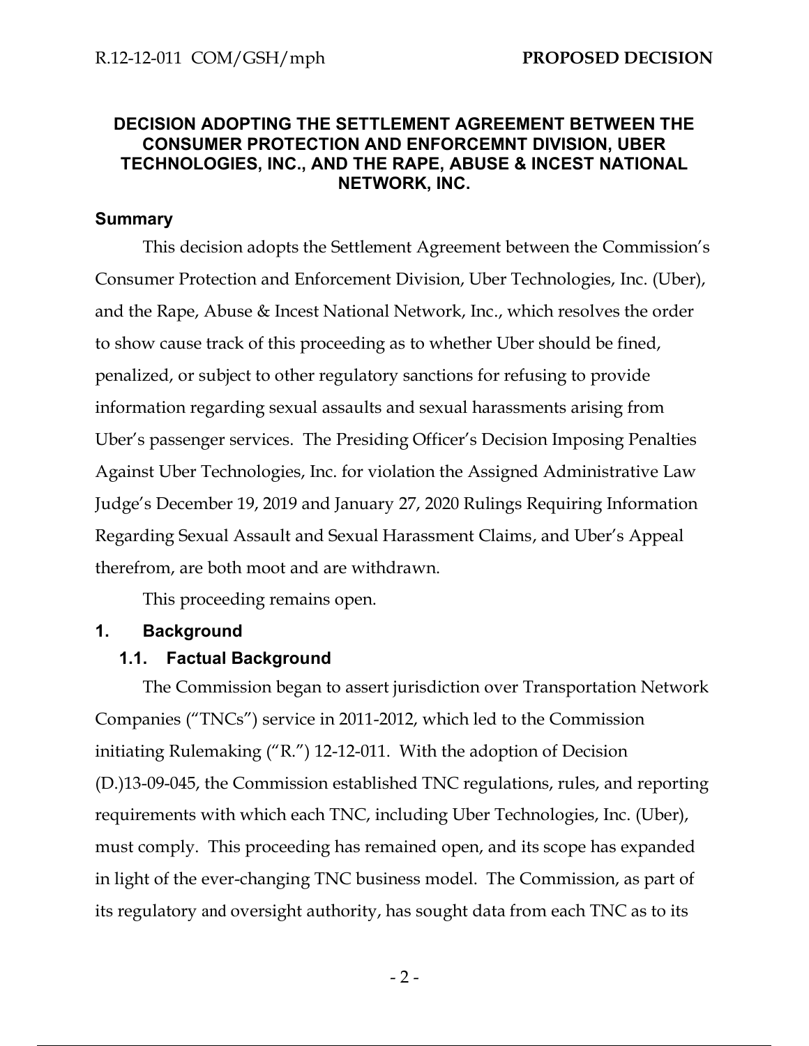**DECISION ADOPTING THE SETTLEMENT AGREEMENT BETWEEN THE CONSUMER PROTECTION AND ENFORCEMNT DIVISION, UBER TECHNOLOGIES, INC., AND THE RAPE, ABUSE & INCEST NATIONAL NETWORK, INC.**

## Summary

This decision adopts the Settlement Agreement between the Commission's Consumer Protection and Enforcement Division, Uber Technologies, Inc. (Uber), and the Rape, Abuse & Incest National Network, Inc., which resolves the order to show cause track of this proceeding as to whether Uber should be fined, penalized, or subject to other regulatory sanctions for refusing to provide information regarding sexual assaults and sexual harassments arising from Uber's passenger services. The Presiding Officer's Decision Imposing Penalties Against Uber Technologies, Inc. for violation the Assigned Administrative Law Judge's December 19, 2019 and January 27, 2020 Rulings Requiring Information Regarding Sexual Assault and Sexual Harassment Claims, and Uber's Appeal therefrom, are both moot and are withdrawn.

This proceeding remains open.

## 1. Background

### 1.1. Factual Background

The Commission began to assert jurisdiction over Transportation Network Companies ("TNCs") service in 2011-2012, which led to the Commission initiating Rulemaking ("R.") 12-12-011. With the adoption of Decision (D.)13-09-045, the Commission established TNC regulations, rules, and reporting requirements with which each TNC, including Uber Technologies, Inc. (Uber), must comply. This proceeding has remained open, and its scope has expanded in light of the ever-changing TNC business model. The Commission, as part of its regulatory and oversight authority, has sought data from each TNC as to its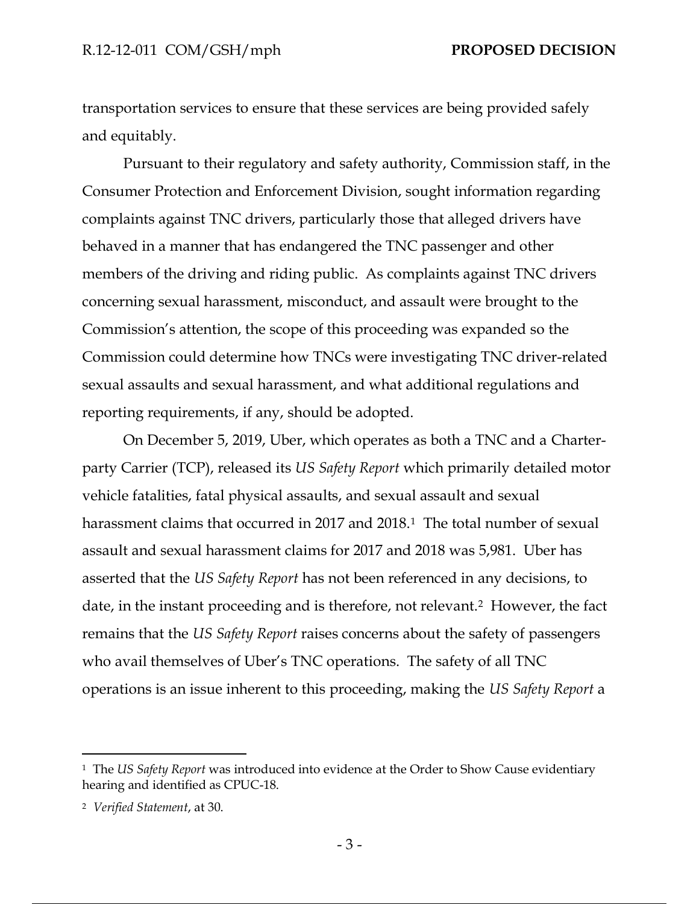transportation services to ensure that these services are being provided safely and equitably.

Pursuant to their regulatory and safety authority, Commission staff, in the Consumer Protection and Enforcement Division, sought information regarding complaints against TNC drivers, particularly those that alleged drivers have behaved in a manner that has endangered the TNC passenger and other members of the driving and riding public. As complaints against TNC drivers concerning sexual harassment, misconduct, and assault were brought to the Commission's attention, the scope of this proceeding was expanded so the Commission could determine how TNCs were investigating TNC driver-related sexual assaults and sexual harassment, and what additional regulations and reporting requirements, if any, should be adopted.

On December 5, 2019, Uber, which operates as both a TNC and a Charter-party Carrier (TCP), released its *US Safety Report* which primarily detailed motor vehicle fatalities, fatal physical assaults, and sexual assault and sexual harassment claims that occurred in 2017 and 2018.[1] The total number of sexual assault and sexual harassment claims for 2017 and 2018 was 5,981. Uber has asserted that the *US Safety Report* has not been referenced in any decisions, to date, in the instant proceeding and is therefore, not relevant.[2] However, the fact remains that the *US Safety Report* raises concerns about the safety of passengers who avail themselves of Uber's TNC operations. The safety of all TNC operations is an issue inherent to this proceeding, making the *US Safety Report* a

---

[1] The *US Safety Report* was introduced into evidence at the Order to Show Cause evidentiary hearing and identified as CPUC-18.

[2] *Verified Statement*, at 30.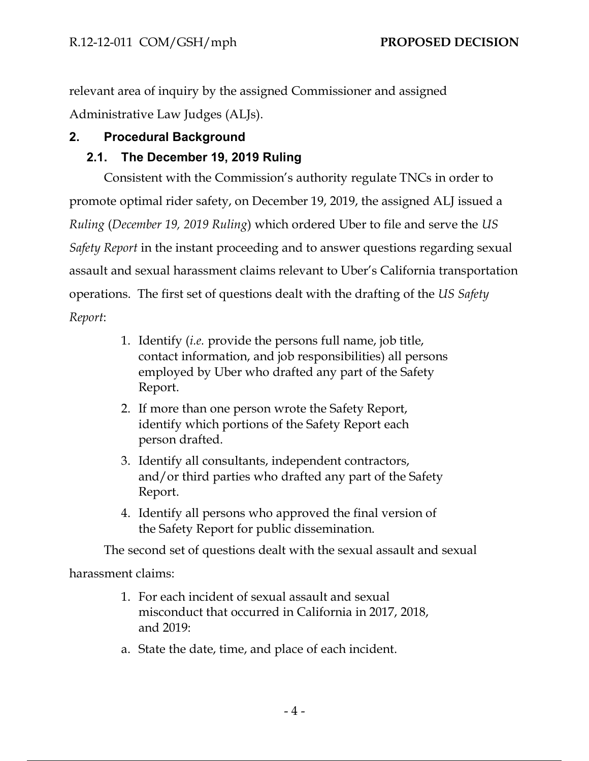relevant area of inquiry by the assigned Commissioner and assigned Administrative Law Judges (ALJs).

## 2. Procedural Background

### 2.1. The December 19, 2019 Ruling

Consistent with the Commission's authority regulate TNCs in order to promote optimal rider safety, on December 19, 2019, the assigned ALJ issued a *Ruling* (*December 19, 2019 Ruling*) which ordered Uber to file and serve the *US Safety Report* in the instant proceeding and to answer questions regarding sexual assault and sexual harassment claims relevant to Uber's California transportation operations. The first set of questions dealt with the drafting of the *US Safety Report*:

1. Identify (*i.e.* provide the persons full name, job title, contact information, and job responsibilities) all persons employed by Uber who drafted any part of the Safety Report.
2. If more than one person wrote the Safety Report, identify which portions of the Safety Report each person drafted.
3. Identify all consultants, independent contractors, and/or third parties who drafted any part of the Safety Report.
4. Identify all persons who approved the final version of the Safety Report for public dissemination.

The second set of questions dealt with the sexual assault and sexual harassment claims:

1. For each incident of sexual assault and sexual misconduct that occurred in California in 2017, 2018, and 2019:

a. State the date, time, and place of each incident.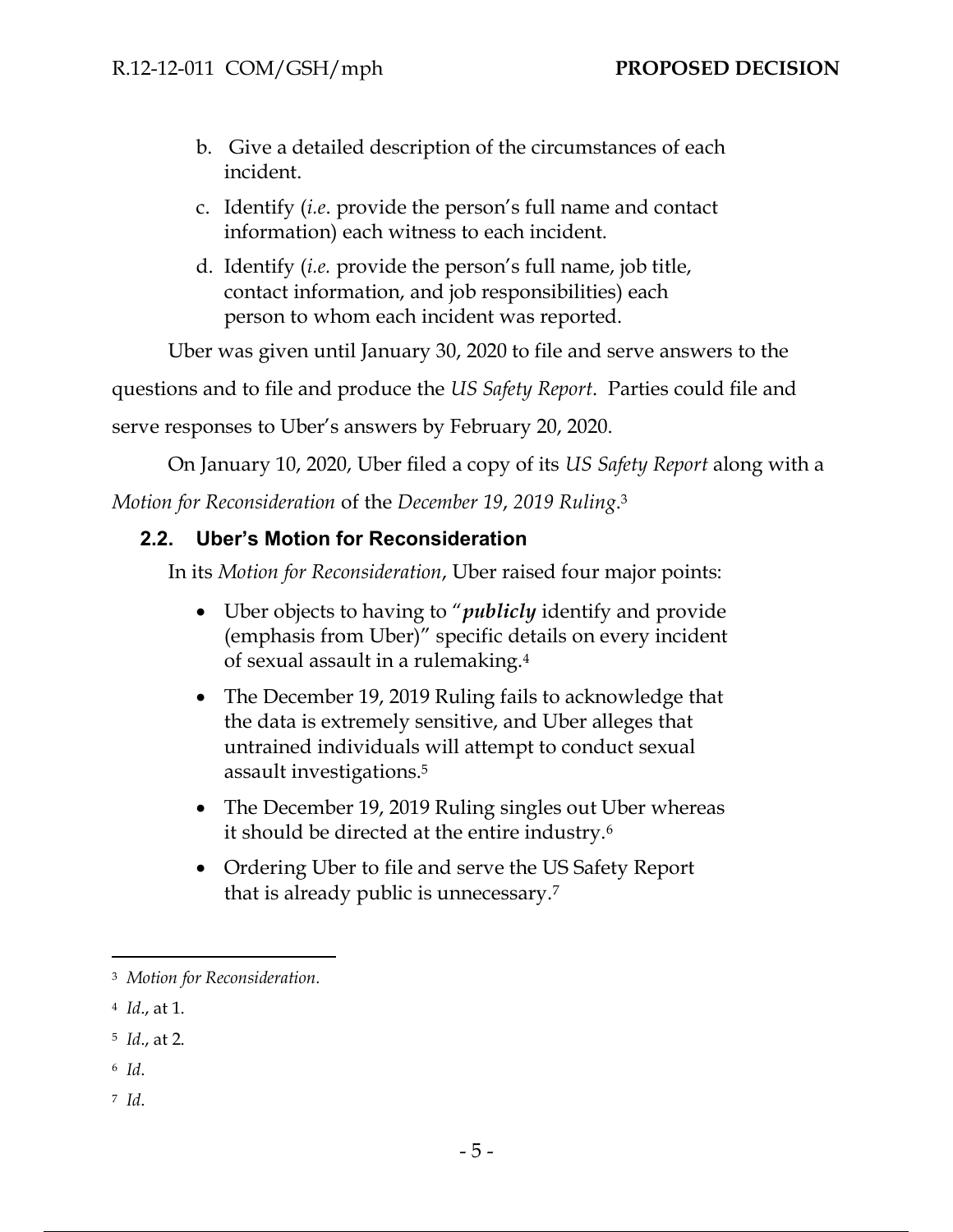b. Give a detailed description of the circumstances of each incident.

c. Identify (*i.e*. provide the person's full name and contact information) each witness to each incident.

d. Identify (*i.e.* provide the person's full name, job title, contact information, and job responsibilities) each person to whom each incident was reported.

Uber was given until January 30, 2020 to file and serve answers to the questions and to file and produce the *US Safety Report*. Parties could file and serve responses to Uber's answers by February 20, 2020.

On January 10, 2020, Uber filed a copy of its *US Safety Report* along with a *Motion for Reconsideration* of the *December 19, 2019 Ruling*.[3]

### 2.2. Uber's Motion for Reconsideration

In its *Motion for Reconsideration*, Uber raised four major points:

- Uber objects to having to "***publicly*** identify and provide (emphasis from Uber)" specific details on every incident of sexual assault in a rulemaking.[4]
- The December 19, 2019 Ruling fails to acknowledge that the data is extremely sensitive, and Uber alleges that untrained individuals will attempt to conduct sexual assault investigations.[5]
- The December 19, 2019 Ruling singles out Uber whereas it should be directed at the entire industry.[6]
- Ordering Uber to file and serve the US Safety Report that is already public is unnecessary.[7]

---

[3] *Motion for Reconsideration*.

[4] *Id*., at 1.

[5] *Id*., at 2.

[6] *Id*.

[7] *Id*.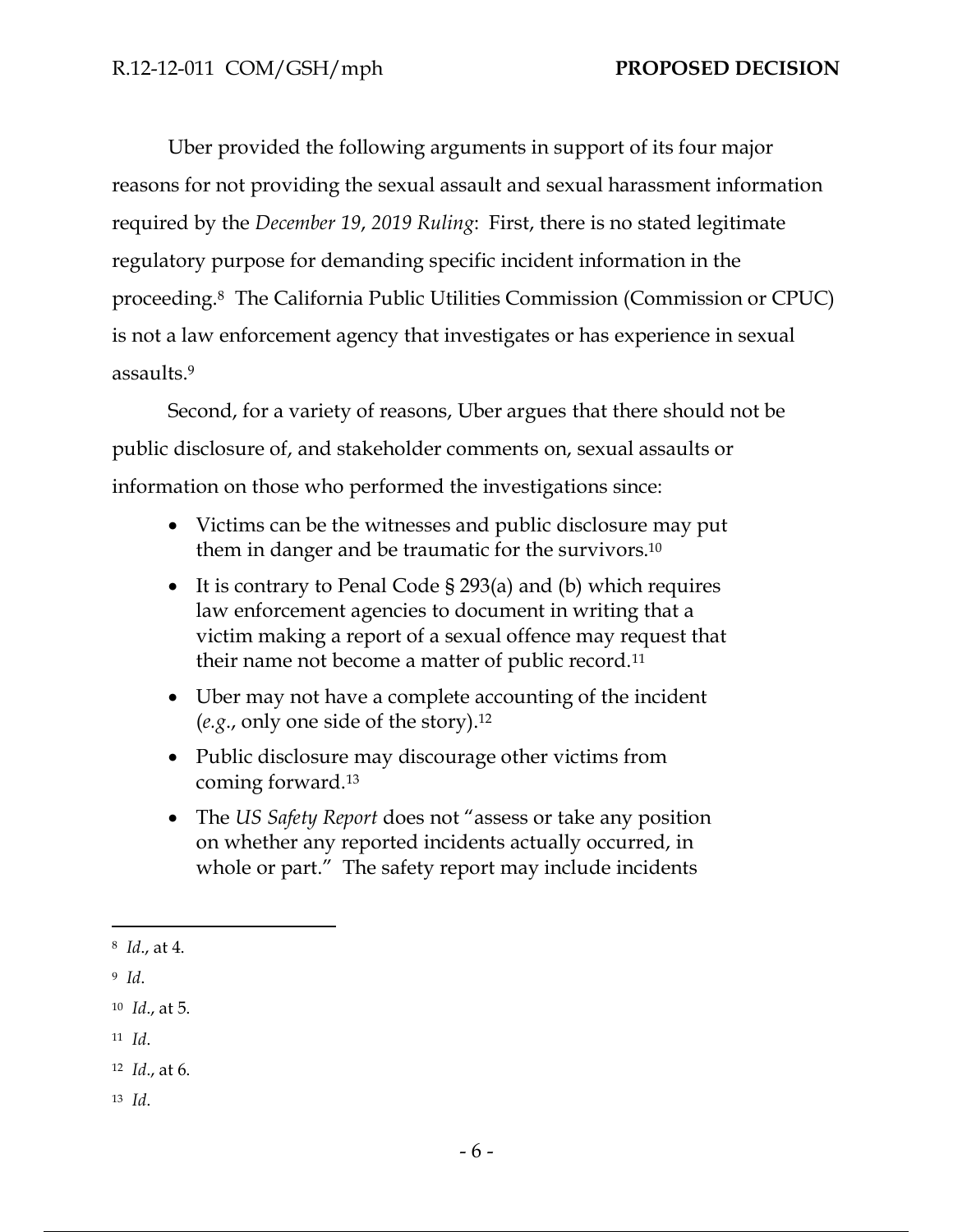Uber provided the following arguments in support of its four major reasons for not providing the sexual assault and sexual harassment information required by the *December 19, 2019 Ruling*: First, there is no stated legitimate regulatory purpose for demanding specific incident information in the proceeding.[8] The California Public Utilities Commission (Commission or CPUC) is not a law enforcement agency that investigates or has experience in sexual assaults.[9]

Second, for a variety of reasons, Uber argues that there should not be public disclosure of, and stakeholder comments on, sexual assaults or information on those who performed the investigations since:

- Victims can be the witnesses and public disclosure may put them in danger and be traumatic for the survivors.[10]
- It is contrary to Penal Code § 293(a) and (b) which requires law enforcement agencies to document in writing that a victim making a report of a sexual offence may request that their name not become a matter of public record.[11]
- Uber may not have a complete accounting of the incident (*e.g.*, only one side of the story).[12]
- Public disclosure may discourage other victims from coming forward.[13]
- The *US Safety Report* does not "assess or take any position on whether any reported incidents actually occurred, in whole or part." The safety report may include incidents

---

[8] *Id*., at 4.

[9] *Id*.

[10] *Id*., at 5.

[11] *Id*.

[12] *Id*., at 6.

[13] *Id*.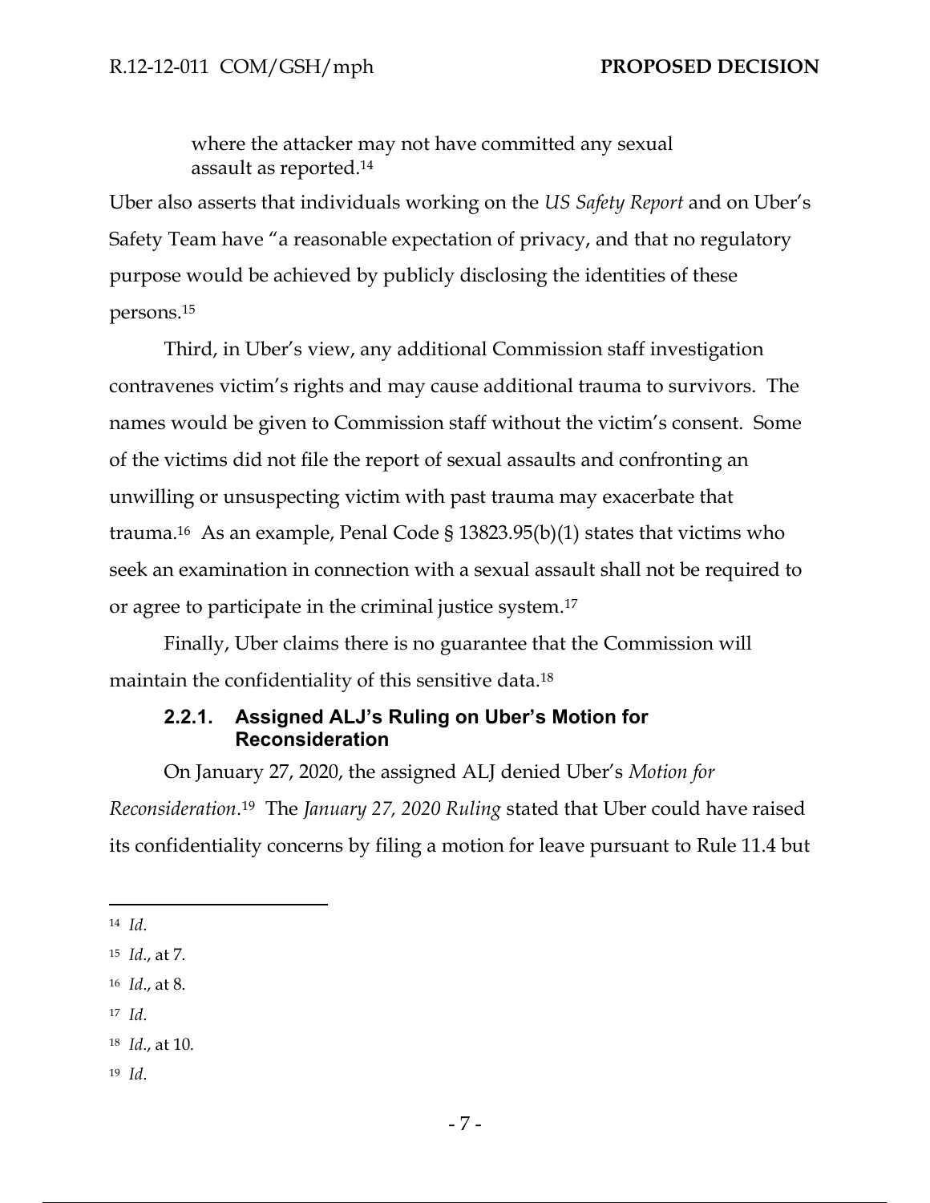where the attacker may not have committed any sexual assault as reported.[14]

Uber also asserts that individuals working on the *US Safety Report* and on Uber's Safety Team have "a reasonable expectation of privacy, and that no regulatory purpose would be achieved by publicly disclosing the identities of these persons.[15]

Third, in Uber's view, any additional Commission staff investigation contravenes victim's rights and may cause additional trauma to survivors. The names would be given to Commission staff without the victim's consent. Some of the victims did not file the report of sexual assaults and confronting an unwilling or unsuspecting victim with past trauma may exacerbate that trauma.[16] As an example, Penal Code § 13823.95(b)(1) states that victims who seek an examination in connection with a sexual assault shall not be required to or agree to participate in the criminal justice system.[17]

Finally, Uber claims there is no guarantee that the Commission will maintain the confidentiality of this sensitive data.[18]

#### 2.2.1. Assigned ALJ's Ruling on Uber's Motion for Reconsideration

On January 27, 2020, the assigned ALJ denied Uber's *Motion for Reconsideration*.[19] The *January 27, 2020 Ruling* stated that Uber could have raised its confidentiality concerns by filing a motion for leave pursuant to Rule 11.4 but

---

[14] *Id*.

[15] *Id*., at 7.

[16] *Id*., at 8.

[17] *Id*.

[18] *Id*., at 10.

[19] *Id*.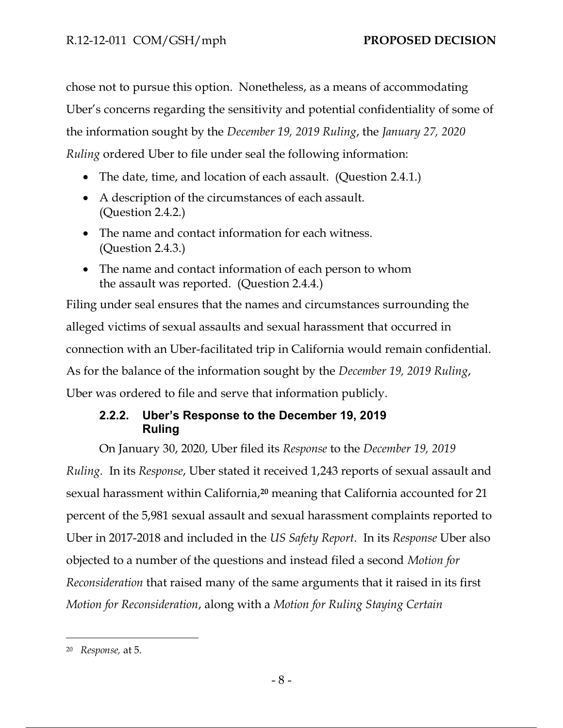chose not to pursue this option. Nonetheless, as a means of accommodating Uber's concerns regarding the sensitivity and potential confidentiality of some of the information sought by the *December 19, 2019 Ruling*, the *January 27, 2020 Ruling* ordered Uber to file under seal the following information:

- The date, time, and location of each assault. (Question 2.4.1.)
- A description of the circumstances of each assault. (Question 2.4.2.)
- The name and contact information for each witness. (Question 2.4.3.)
- The name and contact information of each person to whom the assault was reported. (Question 2.4.4.)

Filing under seal ensures that the names and circumstances surrounding the alleged victims of sexual assaults and sexual harassment that occurred in connection with an Uber-facilitated trip in California would remain confidential. As for the balance of the information sought by the *December 19, 2019 Ruling*, Uber was ordered to file and serve that information publicly.

### 2.2.2. Uber's Response to the December 19, 2019 Ruling

On January 30, 2020, Uber filed its *Response* to the *December 19, 2019 Ruling*. In its *Response*, Uber stated it received 1,243 reports of sexual assault and sexual harassment within California,[20] meaning that California accounted for 21 percent of the 5,981 sexual assault and sexual harassment complaints reported to Uber in 2017-2018 and included in the *US Safety Report*. In its *Response* Uber also objected to a number of the questions and instead filed a second *Motion for Reconsideration* that raised many of the same arguments that it raised in its first *Motion for Reconsideration*, along with a *Motion for Ruling Staying Certain*

---

[20] *Response,* at 5.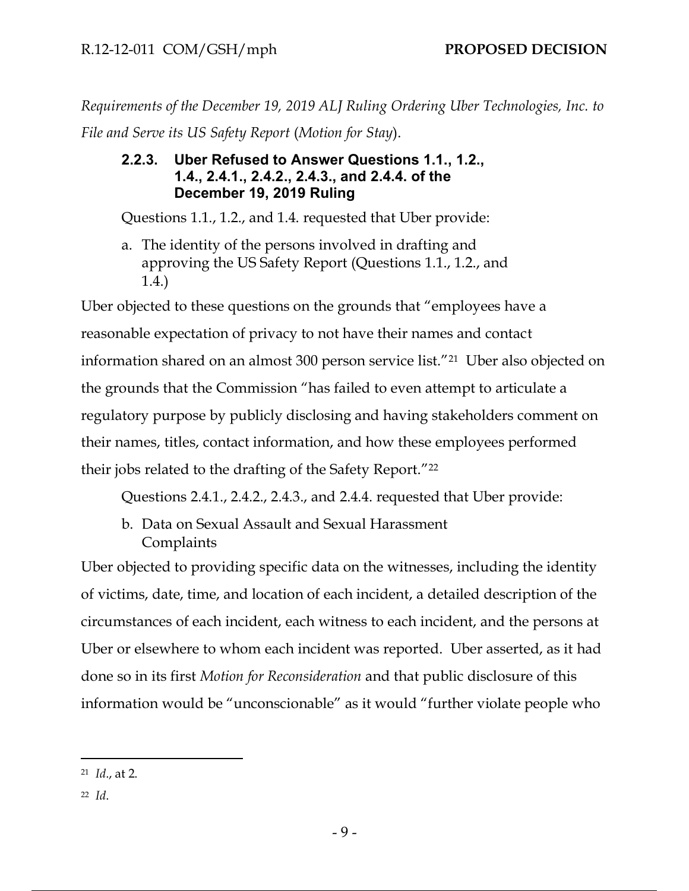*Requirements of the December 19, 2019 ALJ Ruling Ordering Uber Technologies, Inc. to File and Serve its US Safety Report* (*Motion for Stay*).

### 2.2.3. Uber Refused to Answer Questions 1.1., 1.2., 1.4., 2.4.1., 2.4.2., 2.4.3., and 2.4.4. of the December 19, 2019 Ruling

Questions 1.1., 1.2., and 1.4. requested that Uber provide:

a. The identity of the persons involved in drafting and approving the US Safety Report (Questions 1.1., 1.2., and 1.4.)

Uber objected to these questions on the grounds that "employees have a reasonable expectation of privacy to not have their names and contact information shared on an almost 300 person service list."[21] Uber also objected on the grounds that the Commission "has failed to even attempt to articulate a regulatory purpose by publicly disclosing and having stakeholders comment on their names, titles, contact information, and how these employees performed their jobs related to the drafting of the Safety Report."[22]

Questions 2.4.1., 2.4.2., 2.4.3., and 2.4.4. requested that Uber provide:

b. Data on Sexual Assault and Sexual Harassment Complaints

Uber objected to providing specific data on the witnesses, including the identity of victims, date, time, and location of each incident, a detailed description of the circumstances of each incident, each witness to each incident, and the persons at Uber or elsewhere to whom each incident was reported. Uber asserted, as it had done so in its first *Motion for Reconsideration* and that public disclosure of this information would be "unconscionable" as it would "further violate people who

---

[21] *Id*., at 2.

[22] *Id*.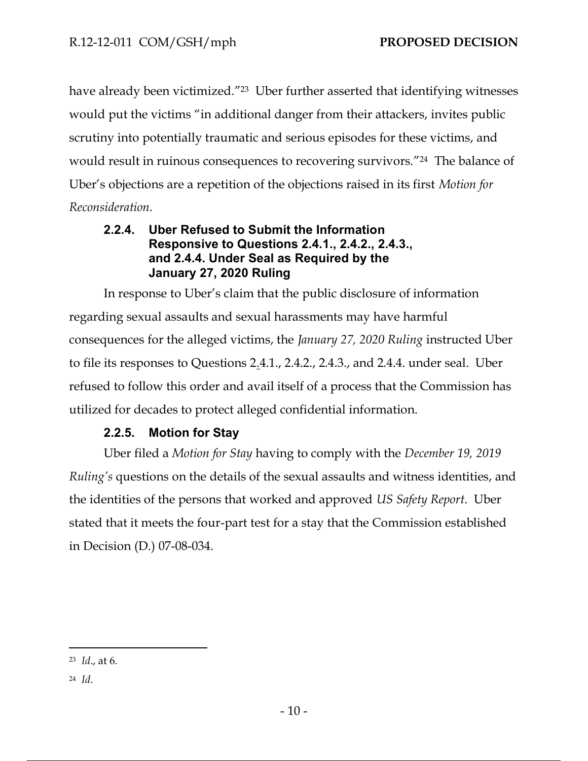have already been victimized."[23] Uber further asserted that identifying witnesses would put the victims "in additional danger from their attackers, invites public scrutiny into potentially traumatic and serious episodes for these victims, and would result in ruinous consequences to recovering survivors."[24] The balance of Uber's objections are a repetition of the objections raised in its first *Motion for Reconsideration.*

#### 2.2.4. Uber Refused to Submit the Information Responsive to Questions 2.4.1., 2.4.2., 2.4.3., and 2.4.4. Under Seal as Required by the January 27, 2020 Ruling

In response to Uber's claim that the public disclosure of information regarding sexual assaults and sexual harassments may have harmful consequences for the alleged victims, the *January 27, 2020 Ruling* instructed Uber to file its responses to Questions 2.4.1., 2.4.2., 2.4.3., and 2.4.4. under seal. Uber refused to follow this order and avail itself of a process that the Commission has utilized for decades to protect alleged confidential information.

#### 2.2.5. Motion for Stay

Uber filed a *Motion for Stay* having to comply with the *December 19, 2019 Ruling's* questions on the details of the sexual assaults and witness identities, and the identities of the persons that worked and approved *US Safety Report*. Uber stated that it meets the four-part test for a stay that the Commission established in Decision (D.) 07-08-034.

---

[23] *Id*., at 6.

[24] *Id*.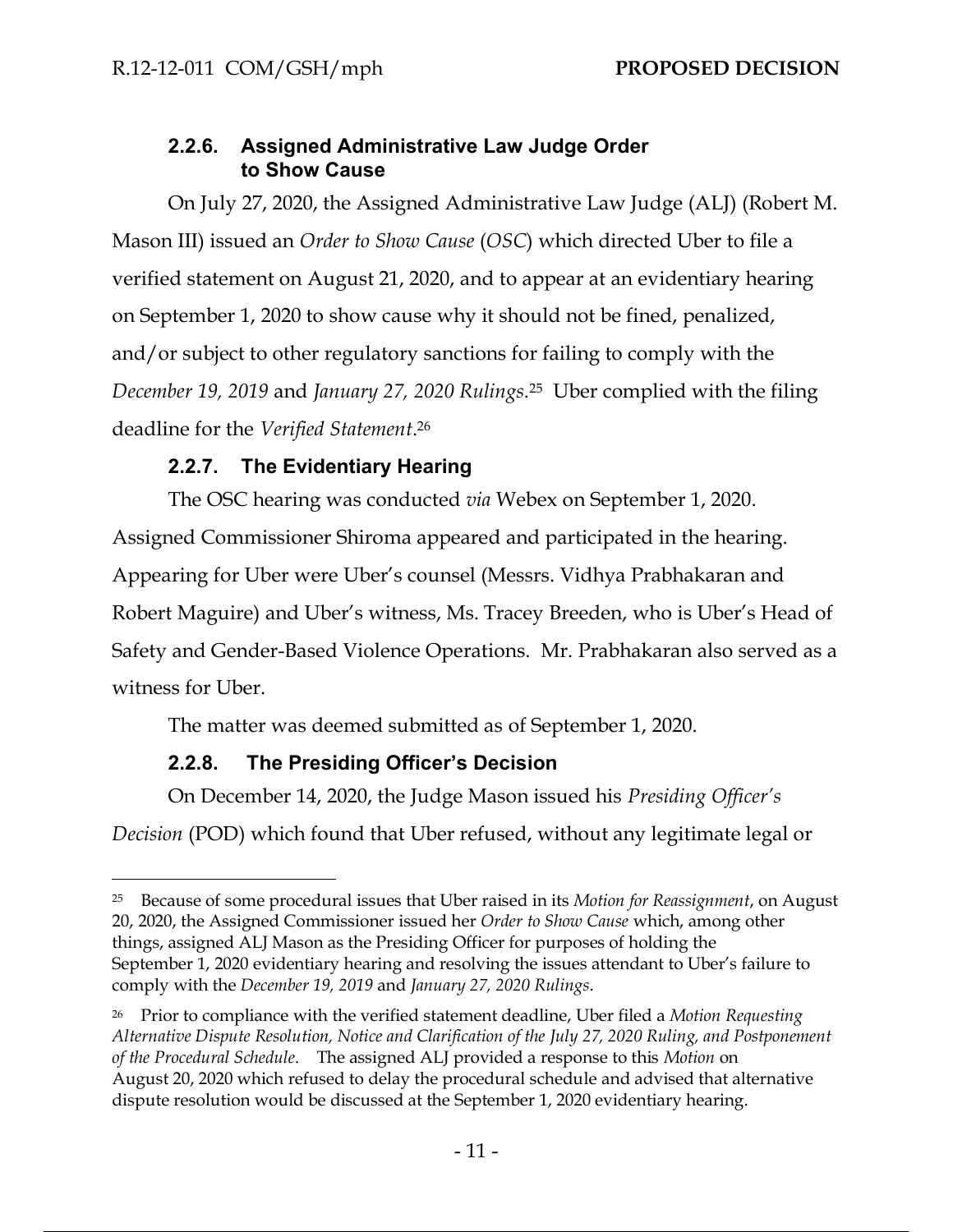### 2.2.6. Assigned Administrative Law Judge Order to Show Cause

On July 27, 2020, the Assigned Administrative Law Judge (ALJ) (Robert M. Mason III) issued an *Order to Show Cause* (*OSC*) which directed Uber to file a verified statement on August 21, 2020, and to appear at an evidentiary hearing on September 1, 2020 to show cause why it should not be fined, penalized, and/or subject to other regulatory sanctions for failing to comply with the *December 19, 2019* and *January 27, 2020 Rulings*.[25] Uber complied with the filing deadline for the *Verified Statement*.[26]

### 2.2.7. The Evidentiary Hearing

The OSC hearing was conducted *via* Webex on September 1, 2020. Assigned Commissioner Shiroma appeared and participated in the hearing. Appearing for Uber were Uber's counsel (Messrs. Vidhya Prabhakaran and Robert Maguire) and Uber's witness, Ms. Tracey Breeden, who is Uber's Head of Safety and Gender-Based Violence Operations. Mr. Prabhakaran also served as a witness for Uber.

The matter was deemed submitted as of September 1, 2020.

### 2.2.8. The Presiding Officer's Decision

On December 14, 2020, the Judge Mason issued his *Presiding Officer's Decision* (POD) which found that Uber refused, without any legitimate legal or

---

[25] Because of some procedural issues that Uber raised in its *Motion for Reassignment*, on August 20, 2020, the Assigned Commissioner issued her *Order to Show Cause* which, among other things, assigned ALJ Mason as the Presiding Officer for purposes of holding the September 1, 2020 evidentiary hearing and resolving the issues attendant to Uber's failure to comply with the *December 19, 2019* and *January 27, 2020 Rulings*.

[26] Prior to compliance with the verified statement deadline, Uber filed a *Motion Requesting Alternative Dispute Resolution, Notice and Clarification of the July 27, 2020 Ruling, and Postponement of the Procedural Schedule*. The assigned ALJ provided a response to this *Motion* on August 20, 2020 which refused to delay the procedural schedule and advised that alternative dispute resolution would be discussed at the September 1, 2020 evidentiary hearing.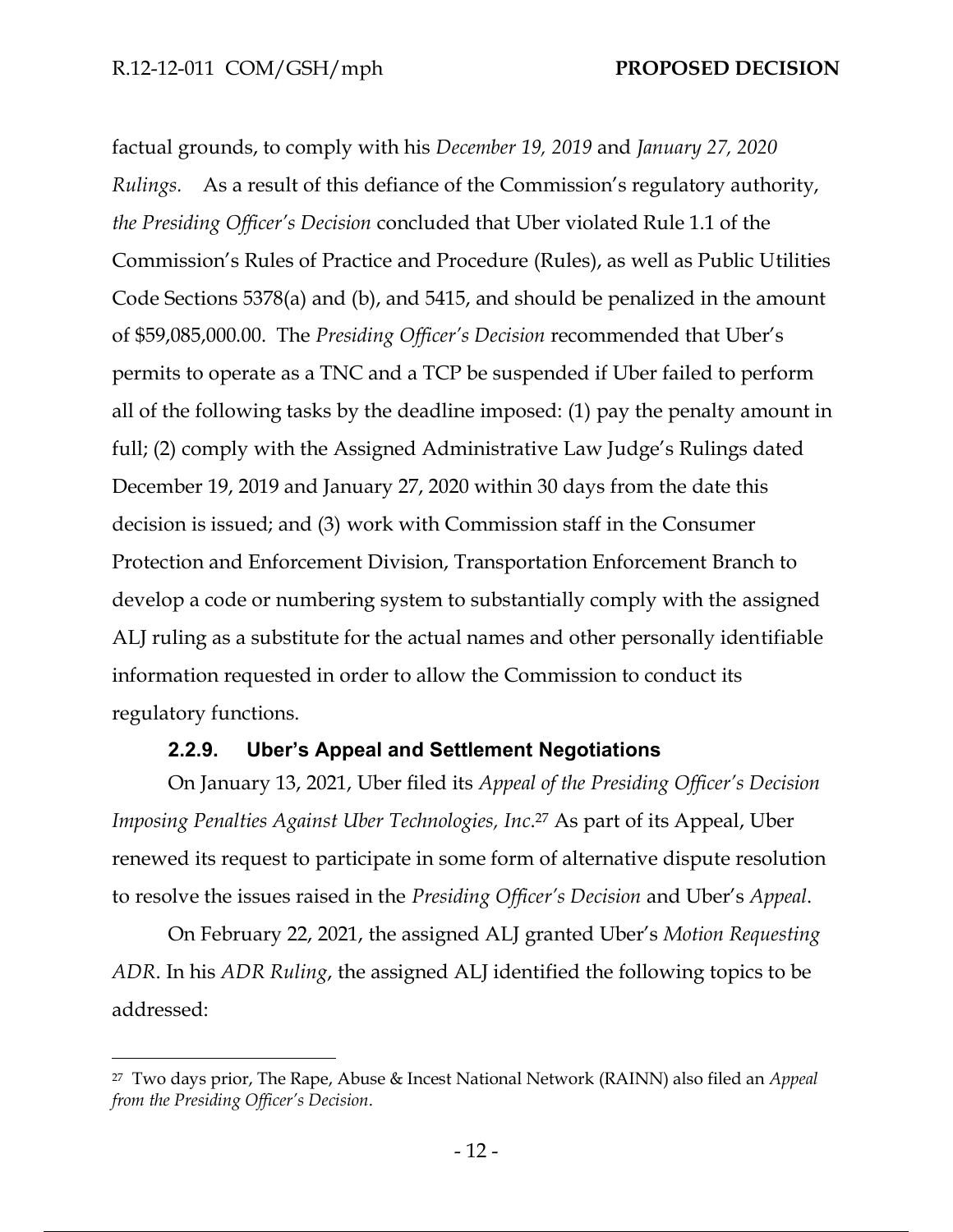factual grounds, to comply with his *December 19, 2019* and *January 27, 2020 Rulings.* As a result of this defiance of the Commission's regulatory authority, *the Presiding Officer's Decision* concluded that Uber violated Rule 1.1 of the Commission's Rules of Practice and Procedure (Rules), as well as Public Utilities Code Sections 5378(a) and (b), and 5415, and should be penalized in the amount of $59,085,000.00. The *Presiding Officer's Decision* recommended that Uber's permits to operate as a TNC and a TCP be suspended if Uber failed to perform all of the following tasks by the deadline imposed: (1) pay the penalty amount in full; (2) comply with the Assigned Administrative Law Judge's Rulings dated December 19, 2019 and January 27, 2020 within 30 days from the date this decision is issued; and (3) work with Commission staff in the Consumer Protection and Enforcement Division, Transportation Enforcement Branch to develop a code or numbering system to substantially comply with the assigned ALJ ruling as a substitute for the actual names and other personally identifiable information requested in order to allow the Commission to conduct its regulatory functions.

#### 2.2.9. Uber's Appeal and Settlement Negotiations

On January 13, 2021, Uber filed its *Appeal of the Presiding Officer's Decision Imposing Penalties Against Uber Technologies, Inc.*[27] As part of its Appeal, Uber renewed its request to participate in some form of alternative dispute resolution to resolve the issues raised in the *Presiding Officer's Decision* and Uber's *Appeal*.

On February 22, 2021, the assigned ALJ granted Uber's *Motion Requesting ADR*. In his *ADR Ruling*, the assigned ALJ identified the following topics to be addressed:

---

[27] Two days prior, The Rape, Abuse & Incest National Network (RAINN) also filed an *Appeal from the Presiding Officer's Decision*.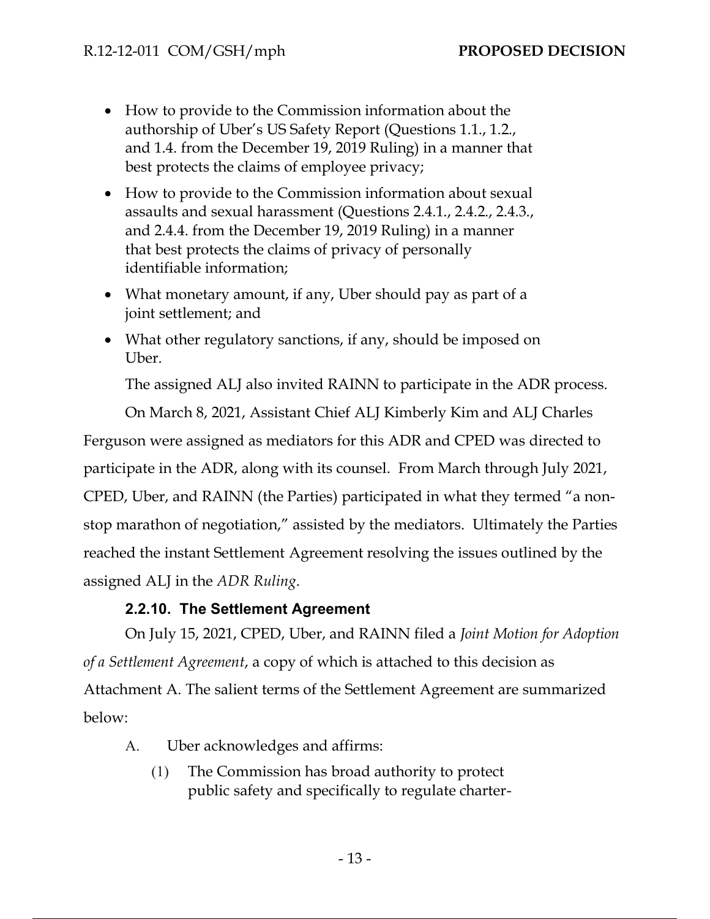- How to provide to the Commission information about the authorship of Uber's US Safety Report (Questions 1.1., 1.2., and 1.4. from the December 19, 2019 Ruling) in a manner that best protects the claims of employee privacy;
- How to provide to the Commission information about sexual assaults and sexual harassment (Questions 2.4.1., 2.4.2., 2.4.3., and 2.4.4. from the December 19, 2019 Ruling) in a manner that best protects the claims of privacy of personally identifiable information;
- What monetary amount, if any, Uber should pay as part of a joint settlement; and
- What other regulatory sanctions, if any, should be imposed on Uber.

The assigned ALJ also invited RAINN to participate in the ADR process.

On March 8, 2021, Assistant Chief ALJ Kimberly Kim and ALJ Charles Ferguson were assigned as mediators for this ADR and CPED was directed to participate in the ADR, along with its counsel. From March through July 2021, CPED, Uber, and RAINN (the Parties) participated in what they termed "a non-stop marathon of negotiation," assisted by the mediators. Ultimately the Parties reached the instant Settlement Agreement resolving the issues outlined by the assigned ALJ in the *ADR Ruling*.

#### 2.2.10. The Settlement Agreement

On July 15, 2021, CPED, Uber, and RAINN filed a *Joint Motion for Adoption of a Settlement Agreement*, a copy of which is attached to this decision as Attachment A. The salient terms of the Settlement Agreement are summarized below:

A. Uber acknowledges and affirms:

   (1) The Commission has broad authority to protect public safety and specifically to regulate charter-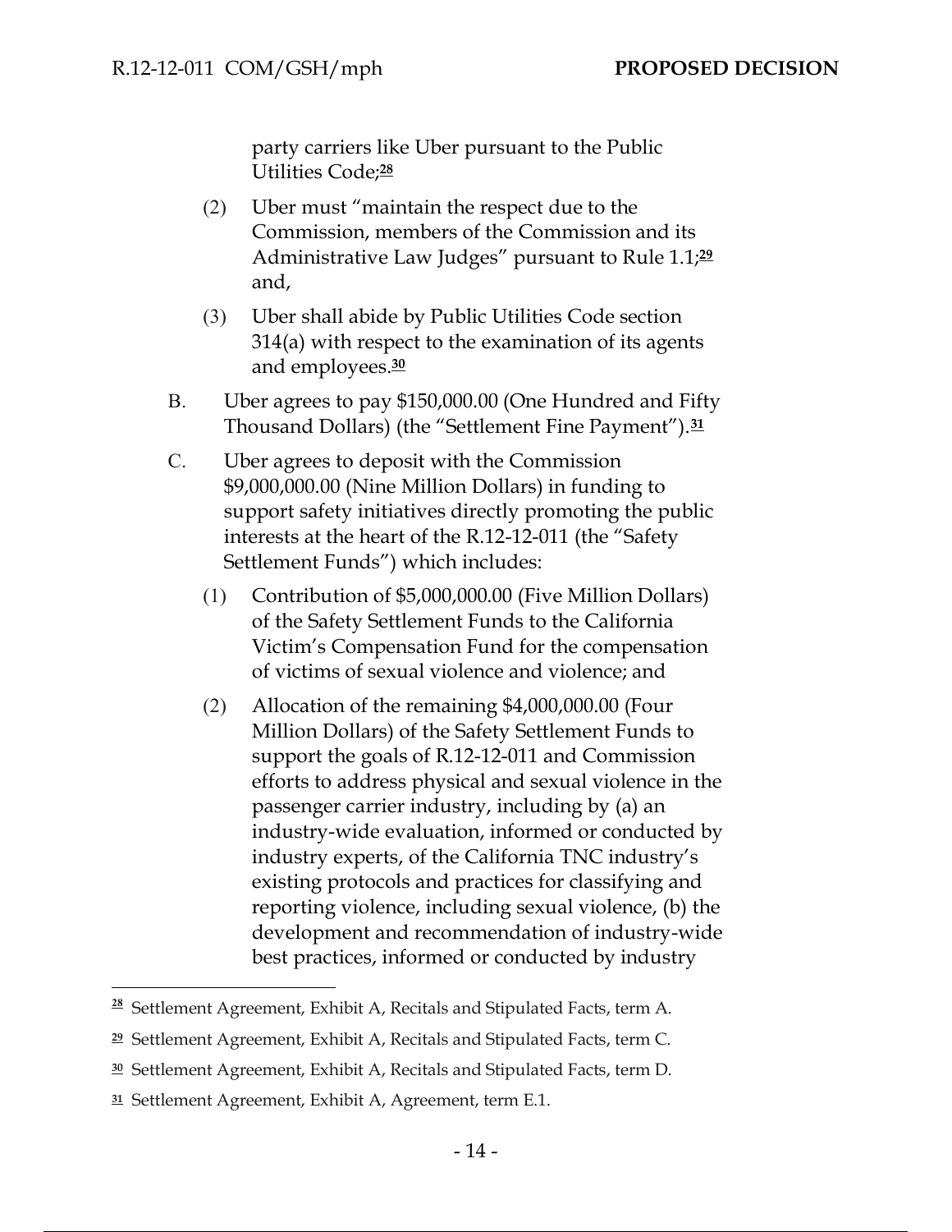party carriers like Uber pursuant to the Public Utilities Code;[28]

(2) Uber must "maintain the respect due to the Commission, members of the Commission and its Administrative Law Judges" pursuant to Rule 1.1;[29] and,

(3) Uber shall abide by Public Utilities Code section 314(a) with respect to the examination of its agents and employees.[30]

B. Uber agrees to pay $150,000.00 (One Hundred and Fifty Thousand Dollars) (the "Settlement Fine Payment").[31]

C. Uber agrees to deposit with the Commission $9,000,000.00 (Nine Million Dollars) in funding to support safety initiatives directly promoting the public interests at the heart of the R.12-12-011 (the "Safety Settlement Funds") which includes:

(1) Contribution of $5,000,000.00 (Five Million Dollars) of the Safety Settlement Funds to the California Victim's Compensation Fund for the compensation of victims of sexual violence and violence; and

(2) Allocation of the remaining $4,000,000.00 (Four Million Dollars) of the Safety Settlement Funds to support the goals of R.12-12-011 and Commission efforts to address physical and sexual violence in the passenger carrier industry, including by (a) an industry-wide evaluation, informed or conducted by industry experts, of the California TNC industry's existing protocols and practices for classifying and reporting violence, including sexual violence, (b) the development and recommendation of industry-wide best practices, informed or conducted by industry

---

[28] Settlement Agreement, Exhibit A, Recitals and Stipulated Facts, term A.

[29] Settlement Agreement, Exhibit A, Recitals and Stipulated Facts, term C.

[30] Settlement Agreement, Exhibit A, Recitals and Stipulated Facts, term D.

[31] Settlement Agreement, Exhibit A, Agreement, term E.1.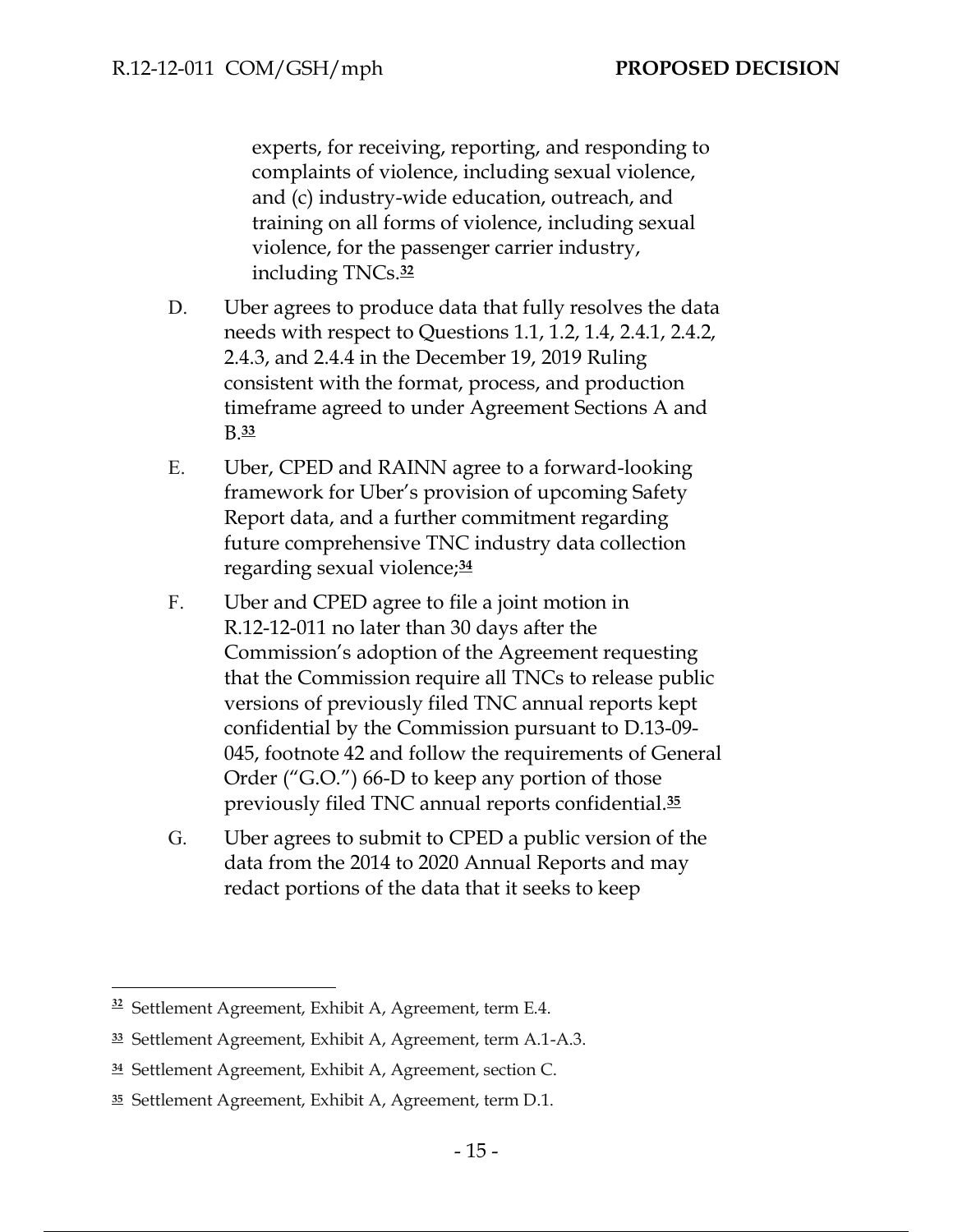experts, for receiving, reporting, and responding to complaints of violence, including sexual violence, and (c) industry-wide education, outreach, and training on all forms of violence, including sexual violence, for the passenger carrier industry, including TNCs.[32]

D. Uber agrees to produce data that fully resolves the data needs with respect to Questions 1.1, 1.2, 1.4, 2.4.1, 2.4.2, 2.4.3, and 2.4.4 in the December 19, 2019 Ruling consistent with the format, process, and production timeframe agreed to under Agreement Sections A and B.[33]

E. Uber, CPED and RAINN agree to a forward-looking framework for Uber's provision of upcoming Safety Report data, and a further commitment regarding future comprehensive TNC industry data collection regarding sexual violence;[34]

F. Uber and CPED agree to file a joint motion in R.12-12-011 no later than 30 days after the Commission's adoption of the Agreement requesting that the Commission require all TNCs to release public versions of previously filed TNC annual reports kept confidential by the Commission pursuant to D.13-09-045, footnote 42 and follow the requirements of General Order ("G.O.") 66-D to keep any portion of those previously filed TNC annual reports confidential.[35]

G. Uber agrees to submit to CPED a public version of the data from the 2014 to 2020 Annual Reports and may redact portions of the data that it seeks to keep

---

[32] Settlement Agreement, Exhibit A, Agreement, term E.4.

[33] Settlement Agreement, Exhibit A, Agreement, term A.1-A.3.

[34] Settlement Agreement, Exhibit A, Agreement, section C.

[35] Settlement Agreement, Exhibit A, Agreement, term D.1.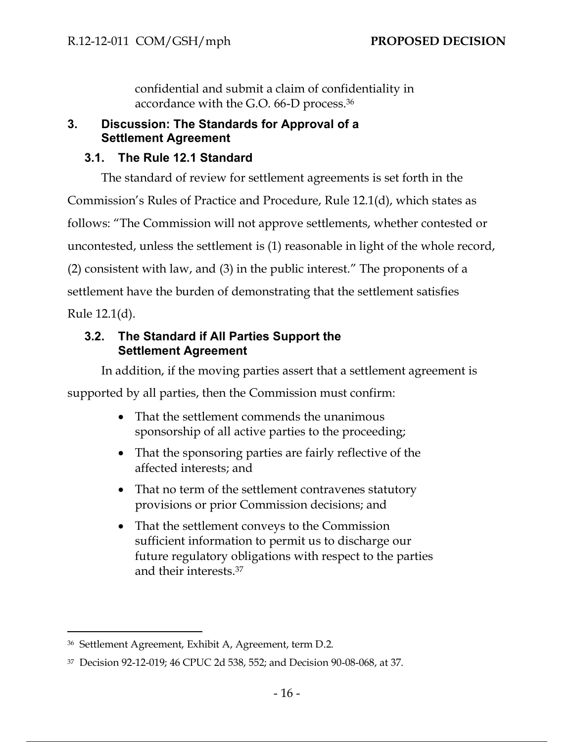confidential and submit a claim of confidentiality in accordance with the G.O. 66-D process.[36]

## 3. Discussion: The Standards for Approval of a Settlement Agreement

### 3.1. The Rule 12.1 Standard

The standard of review for settlement agreements is set forth in the Commission's Rules of Practice and Procedure, Rule 12.1(d), which states as follows: "The Commission will not approve settlements, whether contested or uncontested, unless the settlement is (1) reasonable in light of the whole record, (2) consistent with law, and (3) in the public interest." The proponents of a settlement have the burden of demonstrating that the settlement satisfies Rule 12.1(d).

### 3.2. The Standard if All Parties Support the Settlement Agreement

In addition, if the moving parties assert that a settlement agreement is supported by all parties, then the Commission must confirm:

- That the settlement commends the unanimous sponsorship of all active parties to the proceeding;
- That the sponsoring parties are fairly reflective of the affected interests; and
- That no term of the settlement contravenes statutory provisions or prior Commission decisions; and
- That the settlement conveys to the Commission sufficient information to permit us to discharge our future regulatory obligations with respect to the parties and their interests.[37]

---

[36] Settlement Agreement, Exhibit A, Agreement, term D.2.

[37] Decision 92-12-019; 46 CPUC 2d 538, 552; and Decision 90-08-068, at 37.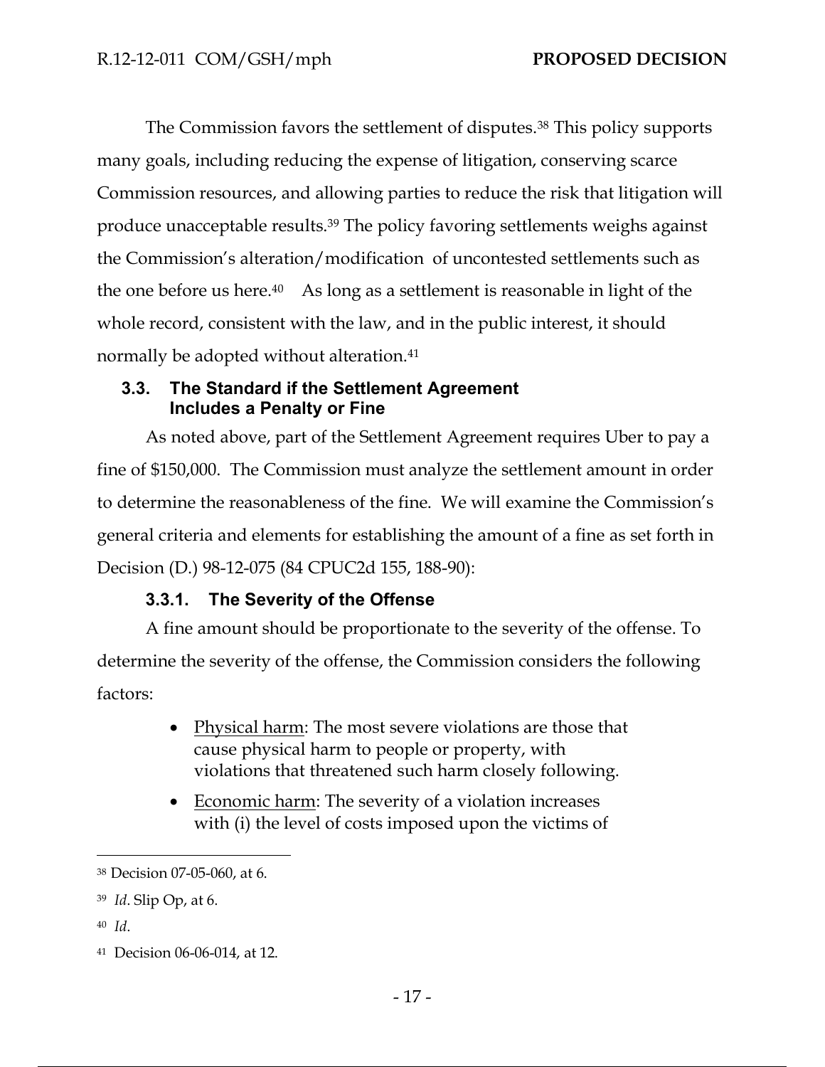The Commission favors the settlement of disputes.[38] This policy supports many goals, including reducing the expense of litigation, conserving scarce Commission resources, and allowing parties to reduce the risk that litigation will produce unacceptable results.[39] The policy favoring settlements weighs against the Commission's alteration/modification of uncontested settlements such as the one before us here.[40] As long as a settlement is reasonable in light of the whole record, consistent with the law, and in the public interest, it should normally be adopted without alteration.[41]

### 3.3. The Standard if the Settlement Agreement Includes a Penalty or Fine

As noted above, part of the Settlement Agreement requires Uber to pay a fine of $150,000. The Commission must analyze the settlement amount in order to determine the reasonableness of the fine. We will examine the Commission's general criteria and elements for establishing the amount of a fine as set forth in Decision (D.) 98-12-075 (84 CPUC2d 155, 188-90):

#### 3.3.1. The Severity of the Offense

A fine amount should be proportionate to the severity of the offense. To determine the severity of the offense, the Commission considers the following factors:

- Physical harm: The most severe violations are those that cause physical harm to people or property, with violations that threatened such harm closely following.
- Economic harm: The severity of a violation increases with (i) the level of costs imposed upon the victims of

---

[38] Decision 07-05-060, at 6.

[39] *Id*. Slip Op, at 6.

[40] *Id*.

[41] Decision 06-06-014, at 12.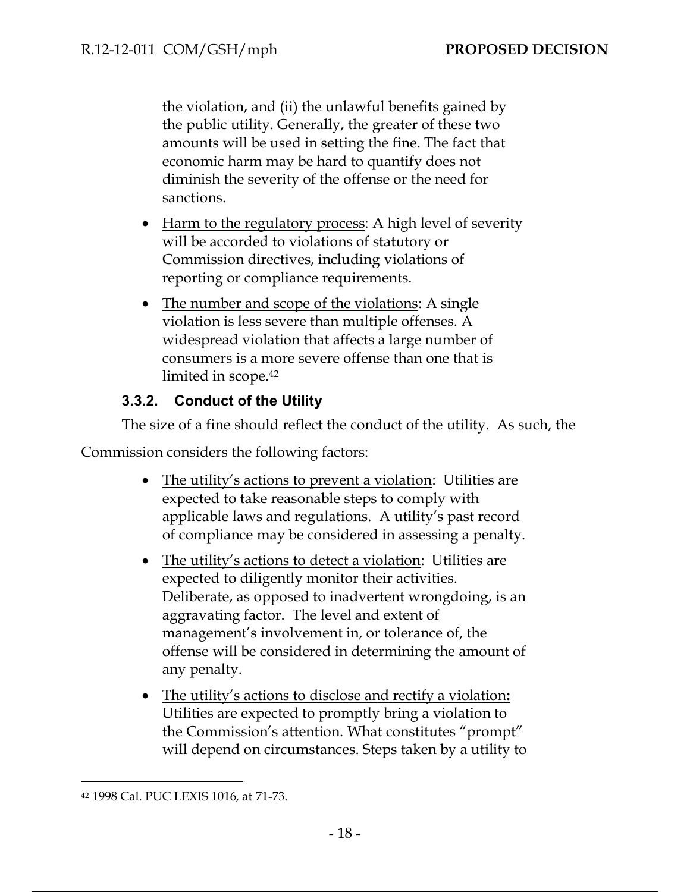the violation, and (ii) the unlawful benefits gained by the public utility. Generally, the greater of these two amounts will be used in setting the fine. The fact that economic harm may be hard to quantify does not diminish the severity of the offense or the need for sanctions.

- Harm to the regulatory process: A high level of severity will be accorded to violations of statutory or Commission directives, including violations of reporting or compliance requirements.
- The number and scope of the violations: A single violation is less severe than multiple offenses. A widespread violation that affects a large number of consumers is a more severe offense than one that is limited in scope.[42]

### 3.3.2. Conduct of the Utility

The size of a fine should reflect the conduct of the utility. As such, the Commission considers the following factors:

- The utility's actions to prevent a violation: Utilities are expected to take reasonable steps to comply with applicable laws and regulations. A utility's past record of compliance may be considered in assessing a penalty.
- The utility's actions to detect a violation: Utilities are expected to diligently monitor their activities. Deliberate, as opposed to inadvertent wrongdoing, is an aggravating factor. The level and extent of management's involvement in, or tolerance of, the offense will be considered in determining the amount of any penalty.
- The utility's actions to disclose and rectify a violation**:** Utilities are expected to promptly bring a violation to the Commission's attention. What constitutes "prompt" will depend on circumstances. Steps taken by a utility to

[42] 1998 Cal. PUC LEXIS 1016, at 71-73.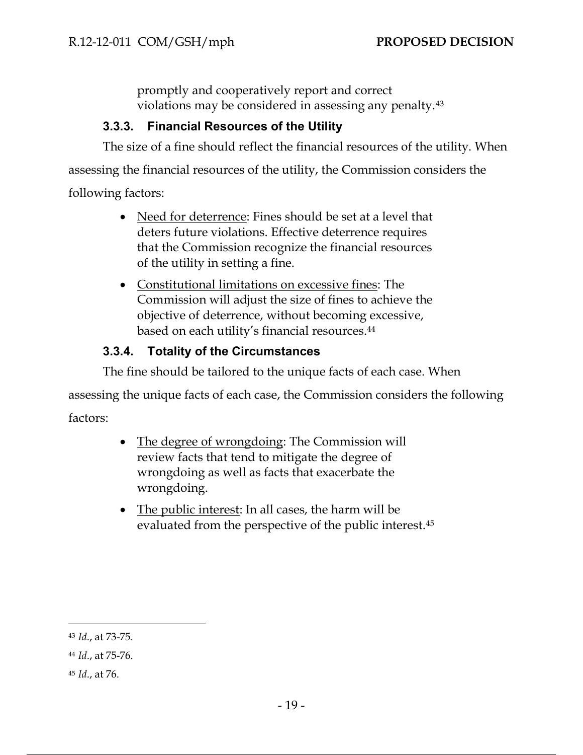promptly and cooperatively report and correct violations may be considered in assessing any penalty.[43]

### 3.3.3. Financial Resources of the Utility

The size of a fine should reflect the financial resources of the utility. When assessing the financial resources of the utility, the Commission considers the following factors:

- Need for deterrence: Fines should be set at a level that deters future violations. Effective deterrence requires that the Commission recognize the financial resources of the utility in setting a fine.
- Constitutional limitations on excessive fines: The Commission will adjust the size of fines to achieve the objective of deterrence, without becoming excessive, based on each utility's financial resources.[44]

### 3.3.4. Totality of the Circumstances

The fine should be tailored to the unique facts of each case. When assessing the unique facts of each case, the Commission considers the following factors:

- The degree of wrongdoing: The Commission will review facts that tend to mitigate the degree of wrongdoing as well as facts that exacerbate the wrongdoing.
- The public interest: In all cases, the harm will be evaluated from the perspective of the public interest.[45]

---

[43] *Id.*, at 73-75.

[44] *Id.*, at 75-76.

[45] *Id.*, at 76.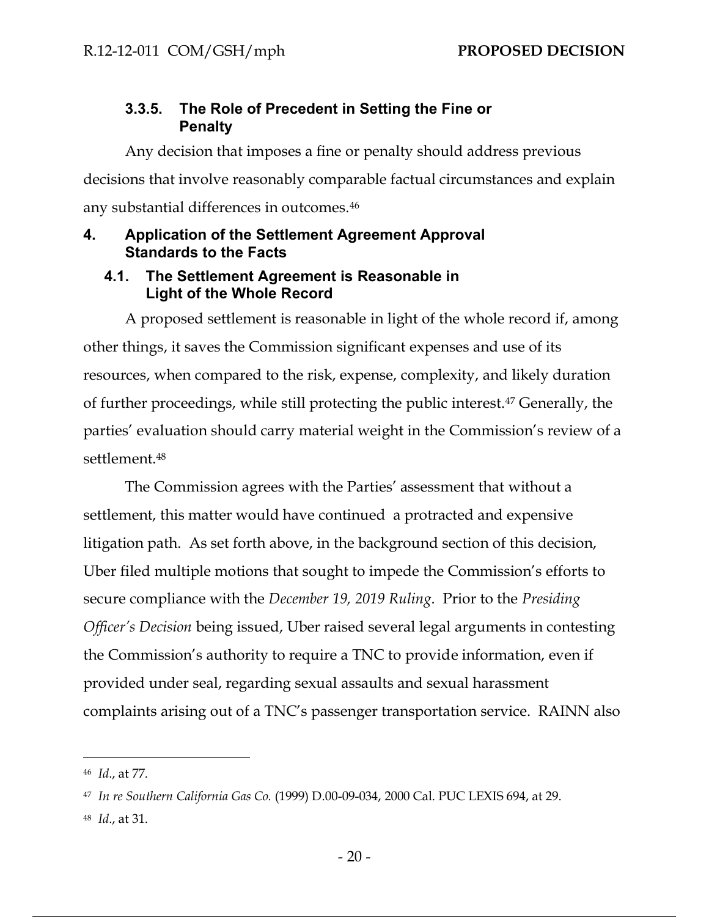### 3.3.5. The Role of Precedent in Setting the Fine or Penalty

Any decision that imposes a fine or penalty should address previous decisions that involve reasonably comparable factual circumstances and explain any substantial differences in outcomes.[46]

## 4. Application of the Settlement Agreement Approval Standards to the Facts

### 4.1. The Settlement Agreement is Reasonable in Light of the Whole Record

A proposed settlement is reasonable in light of the whole record if, among other things, it saves the Commission significant expenses and use of its resources, when compared to the risk, expense, complexity, and likely duration of further proceedings, while still protecting the public interest.[47] Generally, the parties' evaluation should carry material weight in the Commission's review of a settlement.[48]

The Commission agrees with the Parties' assessment that without a settlement, this matter would have continued a protracted and expensive litigation path. As set forth above, in the background section of this decision, Uber filed multiple motions that sought to impede the Commission's efforts to secure compliance with the *December 19, 2019 Ruling*. Prior to the *Presiding Officer's Decision* being issued, Uber raised several legal arguments in contesting the Commission's authority to require a TNC to provide information, even if provided under seal, regarding sexual assaults and sexual harassment complaints arising out of a TNC's passenger transportation service. RAINN also

---

[46] *Id*., at 77.

[47] *In re Southern California Gas Co.* (1999) D.00-09-034, 2000 Cal. PUC LEXIS 694, at 29.

[48] *Id*., at 31.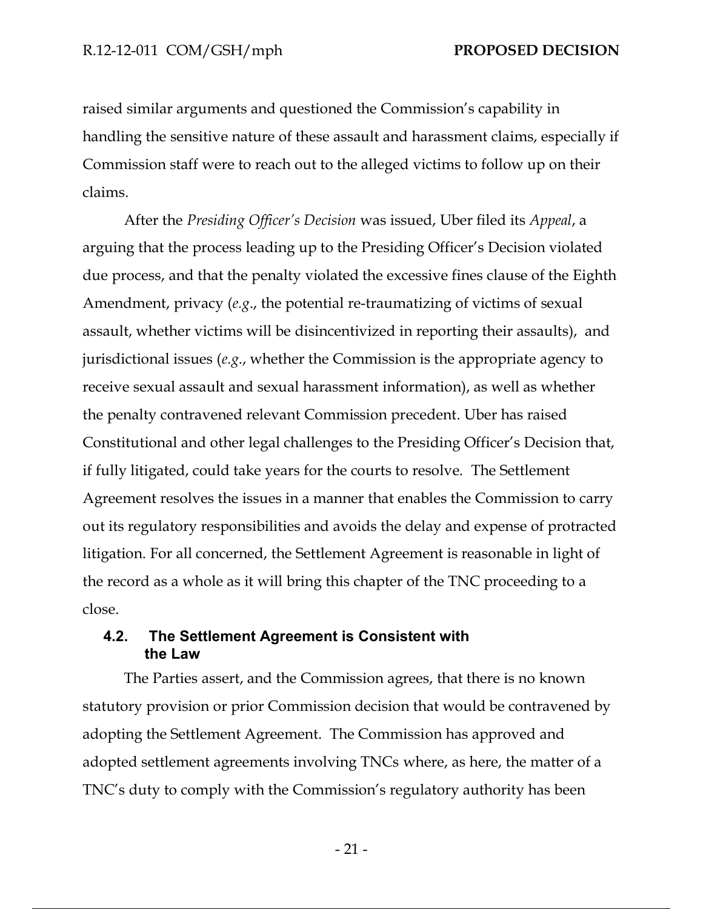raised similar arguments and questioned the Commission's capability in handling the sensitive nature of these assault and harassment claims, especially if Commission staff were to reach out to the alleged victims to follow up on their claims.

After the *Presiding Officer's Decision* was issued, Uber filed its *Appeal*, a arguing that the process leading up to the Presiding Officer's Decision violated due process, and that the penalty violated the excessive fines clause of the Eighth Amendment, privacy (*e.g*., the potential re-traumatizing of victims of sexual assault, whether victims will be disincentivized in reporting their assaults), and jurisdictional issues (*e.g*., whether the Commission is the appropriate agency to receive sexual assault and sexual harassment information), as well as whether the penalty contravened relevant Commission precedent. Uber has raised Constitutional and other legal challenges to the Presiding Officer's Decision that, if fully litigated, could take years for the courts to resolve. The Settlement Agreement resolves the issues in a manner that enables the Commission to carry out its regulatory responsibilities and avoids the delay and expense of protracted litigation. For all concerned, the Settlement Agreement is reasonable in light of the record as a whole as it will bring this chapter of the TNC proceeding to a close.

### 4.2. The Settlement Agreement is Consistent with the Law

The Parties assert, and the Commission agrees, that there is no known statutory provision or prior Commission decision that would be contravened by adopting the Settlement Agreement. The Commission has approved and adopted settlement agreements involving TNCs where, as here, the matter of a TNC's duty to comply with the Commission's regulatory authority has been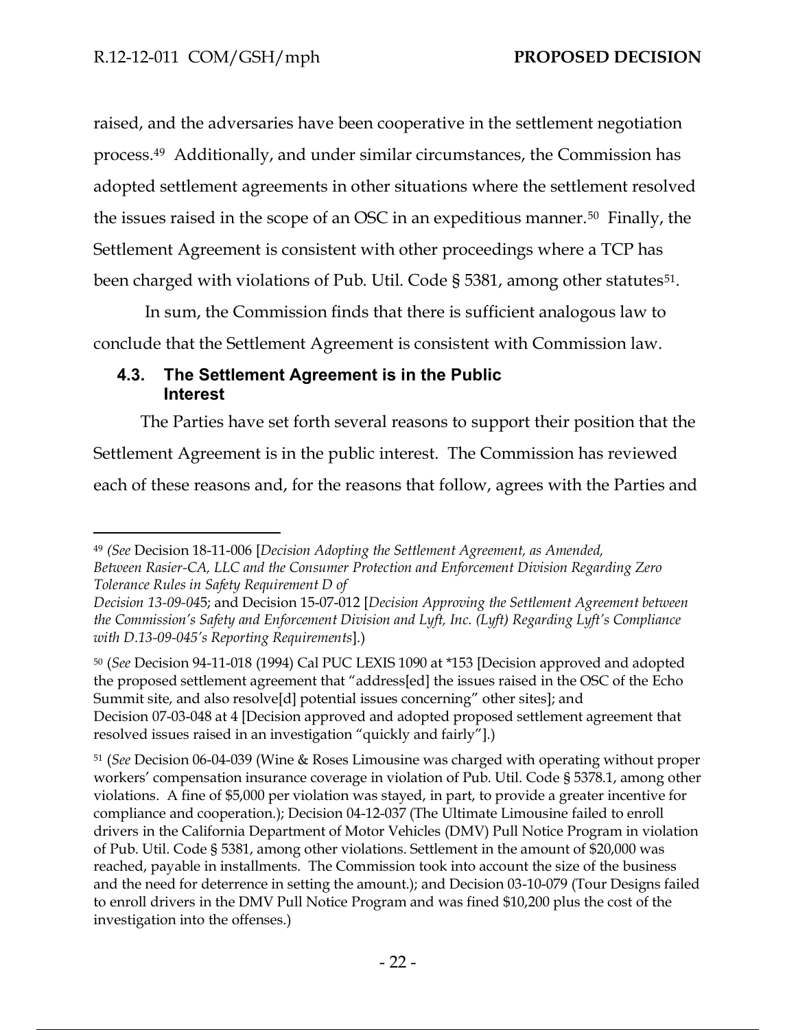raised, and the adversaries have been cooperative in the settlement negotiation process.[49] Additionally, and under similar circumstances, the Commission has adopted settlement agreements in other situations where the settlement resolved the issues raised in the scope of an OSC in an expeditious manner.[50] Finally, the Settlement Agreement is consistent with other proceedings where a TCP has been charged with violations of Pub. Util. Code § 5381, among other statutes[51].

In sum, the Commission finds that there is sufficient analogous law to conclude that the Settlement Agreement is consistent with Commission law.

### 4.3. The Settlement Agreement is in the Public Interest

The Parties have set forth several reasons to support their position that the Settlement Agreement is in the public interest. The Commission has reviewed each of these reasons and, for the reasons that follow, agrees with the Parties and

---

[49] *(See* Decision 18-11-006 [*Decision Adopting the Settlement Agreement, as Amended, Between Rasier-CA, LLC and the Consumer Protection and Enforcement Division Regarding Zero Tolerance Rules in Safety Requirement D of Decision 13-09-045*; and Decision 15-07-012 [*Decision Approving the Settlement Agreement between the Commission's Safety and Enforcement Division and Lyft, Inc. (Lyft) Regarding Lyft's Compliance with D.13-09-045's Reporting Requirements*].)

[50] (*See* Decision 94-11-018 (1994) Cal PUC LEXIS 1090 at *153 [Decision approved and adopted the proposed settlement agreement that "address[ed] the issues raised in the OSC of the Echo Summit site, and also resolve[d] potential issues concerning" other sites]; and Decision 07-03-048 at 4 [Decision approved and adopted proposed settlement agreement that resolved issues raised in an investigation "quickly and fairly"].)

[51] (*See* Decision 06-04-039 (Wine & Roses Limousine was charged with operating without proper workers' compensation insurance coverage in violation of Pub. Util. Code § 5378.1, among other violations. A fine of $5,000 per violation was stayed, in part, to provide a greater incentive for compliance and cooperation.); Decision 04-12-037 (The Ultimate Limousine failed to enroll drivers in the California Department of Motor Vehicles (DMV) Pull Notice Program in violation of Pub. Util. Code § 5381, among other violations. Settlement in the amount of $20,000 was reached, payable in installments. The Commission took into account the size of the business and the need for deterrence in setting the amount.); and Decision 03-10-079 (Tour Designs failed to enroll drivers in the DMV Pull Notice Program and was fined $10,200 plus the cost of the investigation into the offenses.)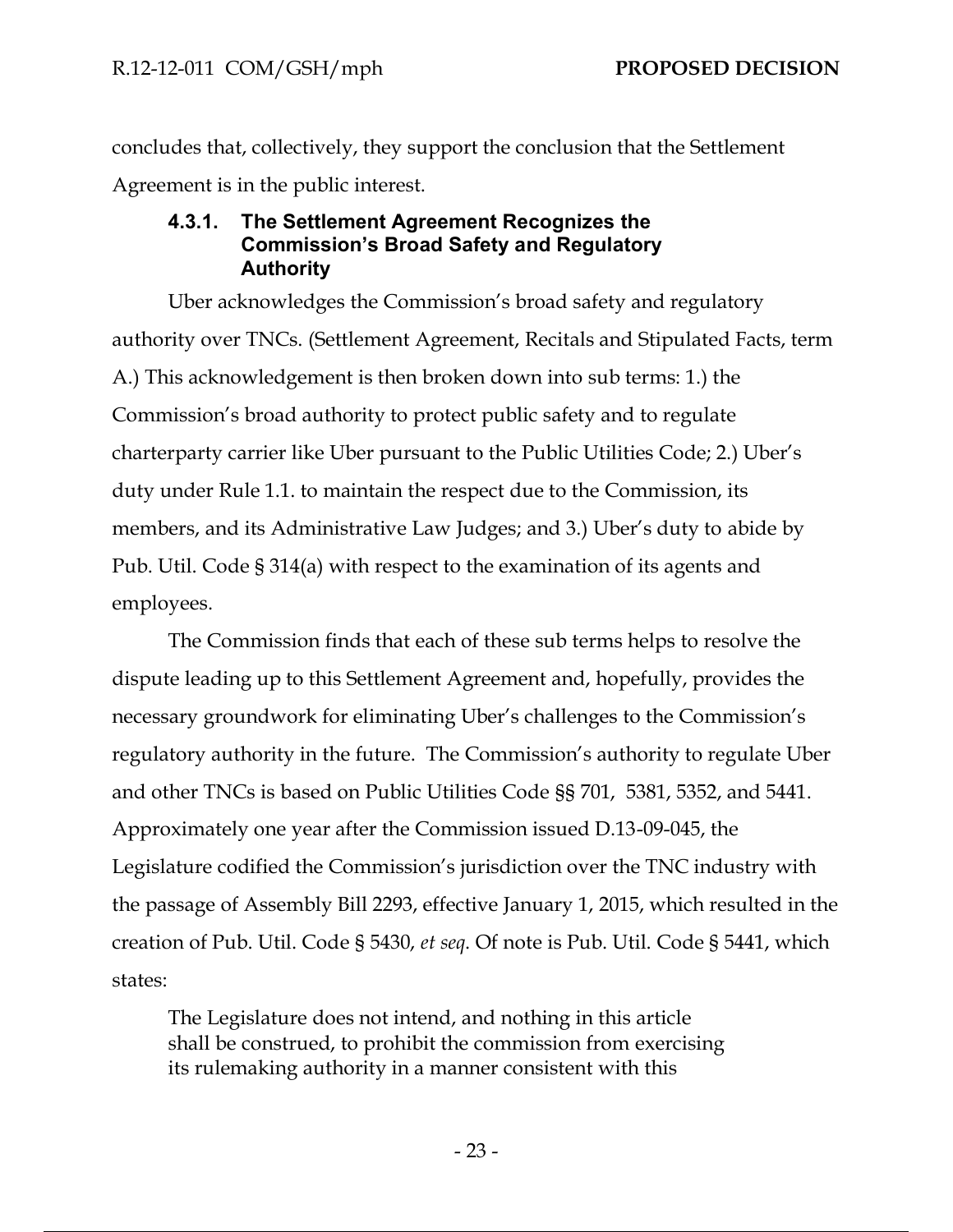concludes that, collectively, they support the conclusion that the Settlement Agreement is in the public interest.

#### 4.3.1. The Settlement Agreement Recognizes the Commission's Broad Safety and Regulatory Authority

Uber acknowledges the Commission's broad safety and regulatory authority over TNCs. (Settlement Agreement, Recitals and Stipulated Facts, term A.) This acknowledgement is then broken down into sub terms: 1.) the Commission's broad authority to protect public safety and to regulate charterparty carrier like Uber pursuant to the Public Utilities Code; 2.) Uber's duty under Rule 1.1. to maintain the respect due to the Commission, its members, and its Administrative Law Judges; and 3.) Uber's duty to abide by Pub. Util. Code § 314(a) with respect to the examination of its agents and employees.

The Commission finds that each of these sub terms helps to resolve the dispute leading up to this Settlement Agreement and, hopefully, provides the necessary groundwork for eliminating Uber's challenges to the Commission's regulatory authority in the future. The Commission's authority to regulate Uber and other TNCs is based on Public Utilities Code §§ 701, 5381, 5352, and 5441. Approximately one year after the Commission issued D.13-09-045, the Legislature codified the Commission's jurisdiction over the TNC industry with the passage of Assembly Bill 2293, effective January 1, 2015, which resulted in the creation of Pub. Util. Code § 5430, *et seq*. Of note is Pub. Util. Code § 5441, which states:

> The Legislature does not intend, and nothing in this article shall be construed, to prohibit the commission from exercising its rulemaking authority in a manner consistent with this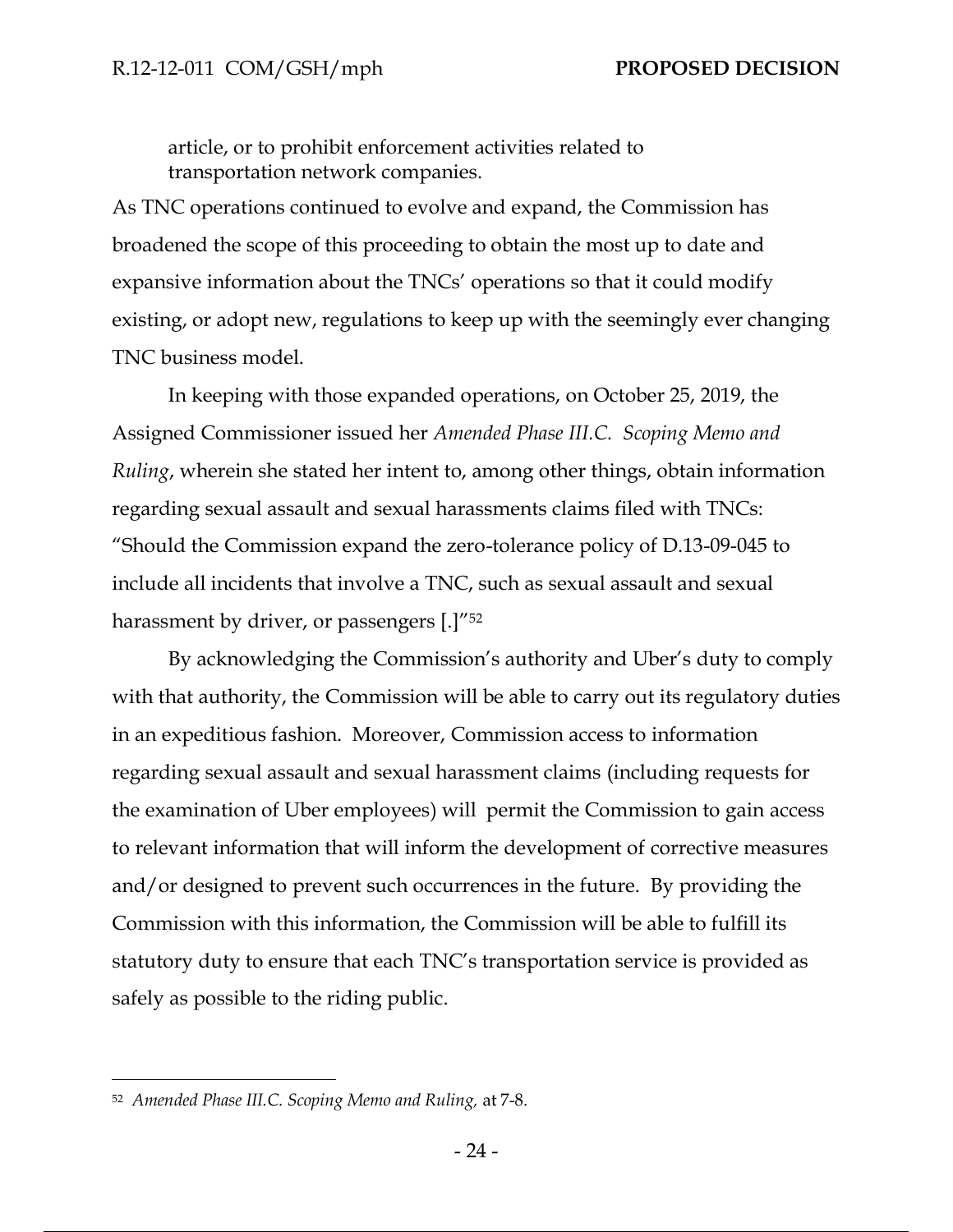article, or to prohibit enforcement activities related to transportation network companies.

As TNC operations continued to evolve and expand, the Commission has broadened the scope of this proceeding to obtain the most up to date and expansive information about the TNCs' operations so that it could modify existing, or adopt new, regulations to keep up with the seemingly ever changing TNC business model.

In keeping with those expanded operations, on October 25, 2019, the Assigned Commissioner issued her *Amended Phase III.C. Scoping Memo and Ruling*, wherein she stated her intent to, among other things, obtain information regarding sexual assault and sexual harassments claims filed with TNCs: "Should the Commission expand the zero-tolerance policy of D.13-09-045 to include all incidents that involve a TNC, such as sexual assault and sexual harassment by driver, or passengers [.]"[52]

By acknowledging the Commission's authority and Uber's duty to comply with that authority, the Commission will be able to carry out its regulatory duties in an expeditious fashion. Moreover, Commission access to information regarding sexual assault and sexual harassment claims (including requests for the examination of Uber employees) will permit the Commission to gain access to relevant information that will inform the development of corrective measures and/or designed to prevent such occurrences in the future. By providing the Commission with this information, the Commission will be able to fulfill its statutory duty to ensure that each TNC's transportation service is provided as safely as possible to the riding public.

---

[52] *Amended Phase III.C. Scoping Memo and Ruling,* at 7-8.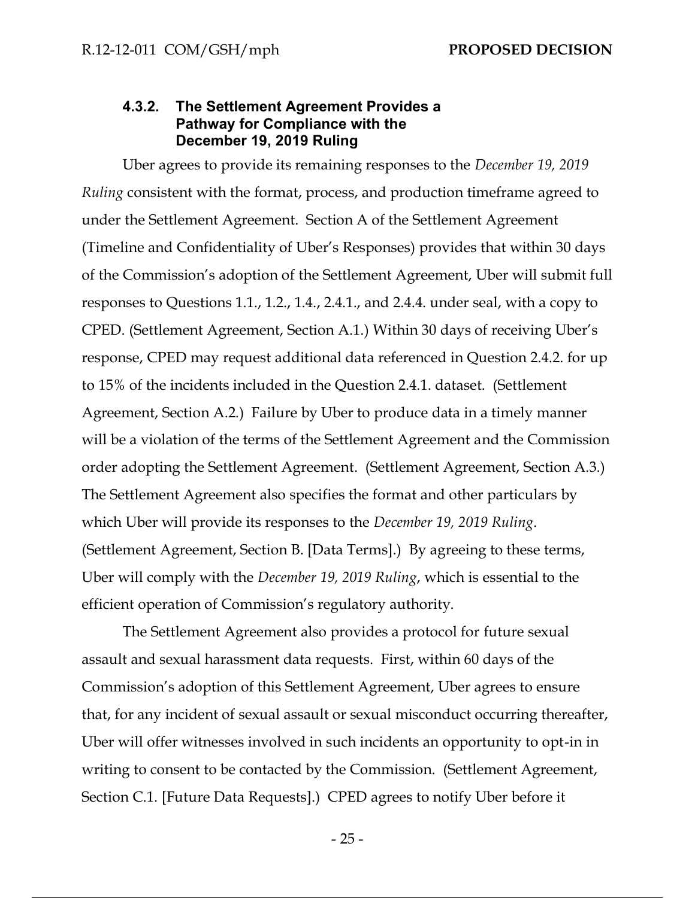#### 4.3.2. The Settlement Agreement Provides a Pathway for Compliance with the December 19, 2019 Ruling

Uber agrees to provide its remaining responses to the *December 19, 2019 Ruling* consistent with the format, process, and production timeframe agreed to under the Settlement Agreement. Section A of the Settlement Agreement (Timeline and Confidentiality of Uber's Responses) provides that within 30 days of the Commission's adoption of the Settlement Agreement, Uber will submit full responses to Questions 1.1., 1.2., 1.4., 2.4.1., and 2.4.4. under seal, with a copy to CPED. (Settlement Agreement, Section A.1.) Within 30 days of receiving Uber's response, CPED may request additional data referenced in Question 2.4.2. for up to 15% of the incidents included in the Question 2.4.1. dataset. (Settlement Agreement, Section A.2.) Failure by Uber to produce data in a timely manner will be a violation of the terms of the Settlement Agreement and the Commission order adopting the Settlement Agreement. (Settlement Agreement, Section A.3.) The Settlement Agreement also specifies the format and other particulars by which Uber will provide its responses to the *December 19, 2019 Ruling*. (Settlement Agreement, Section B. [Data Terms].) By agreeing to these terms, Uber will comply with the *December 19, 2019 Ruling*, which is essential to the efficient operation of Commission's regulatory authority.

The Settlement Agreement also provides a protocol for future sexual assault and sexual harassment data requests. First, within 60 days of the Commission's adoption of this Settlement Agreement, Uber agrees to ensure that, for any incident of sexual assault or sexual misconduct occurring thereafter, Uber will offer witnesses involved in such incidents an opportunity to opt-in in writing to consent to be contacted by the Commission. (Settlement Agreement, Section C.1. [Future Data Requests].) CPED agrees to notify Uber before it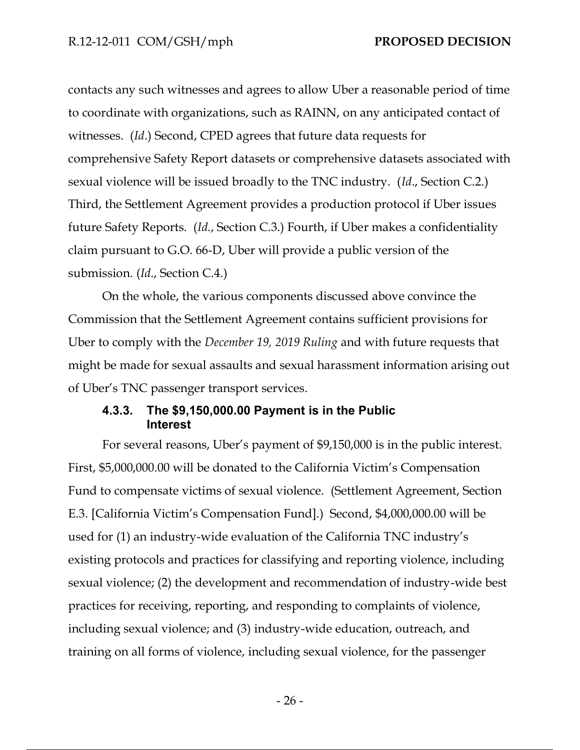contacts any such witnesses and agrees to allow Uber a reasonable period of time to coordinate with organizations, such as RAINN, on any anticipated contact of witnesses. (*Id*.) Second, CPED agrees that future data requests for comprehensive Safety Report datasets or comprehensive datasets associated with sexual violence will be issued broadly to the TNC industry. (*Id*., Section C.2.) Third, the Settlement Agreement provides a production protocol if Uber issues future Safety Reports. (*Id*., Section C.3.) Fourth, if Uber makes a confidentiality claim pursuant to G.O. 66-D, Uber will provide a public version of the submission. (*Id*., Section C.4.)

On the whole, the various components discussed above convince the Commission that the Settlement Agreement contains sufficient provisions for Uber to comply with the *December 19, 2019 Ruling* and with future requests that might be made for sexual assaults and sexual harassment information arising out of Uber's TNC passenger transport services.

#### 4.3.3. The $9,150,000.00 Payment is in the Public Interest

For several reasons, Uber's payment of $9,150,000 is in the public interest. First, $5,000,000.00 will be donated to the California Victim's Compensation Fund to compensate victims of sexual violence. (Settlement Agreement, Section E.3. [California Victim's Compensation Fund].) Second, $4,000,000.00 will be used for (1) an industry-wide evaluation of the California TNC industry's existing protocols and practices for classifying and reporting violence, including sexual violence; (2) the development and recommendation of industry-wide best practices for receiving, reporting, and responding to complaints of violence, including sexual violence; and (3) industry-wide education, outreach, and training on all forms of violence, including sexual violence, for the passenger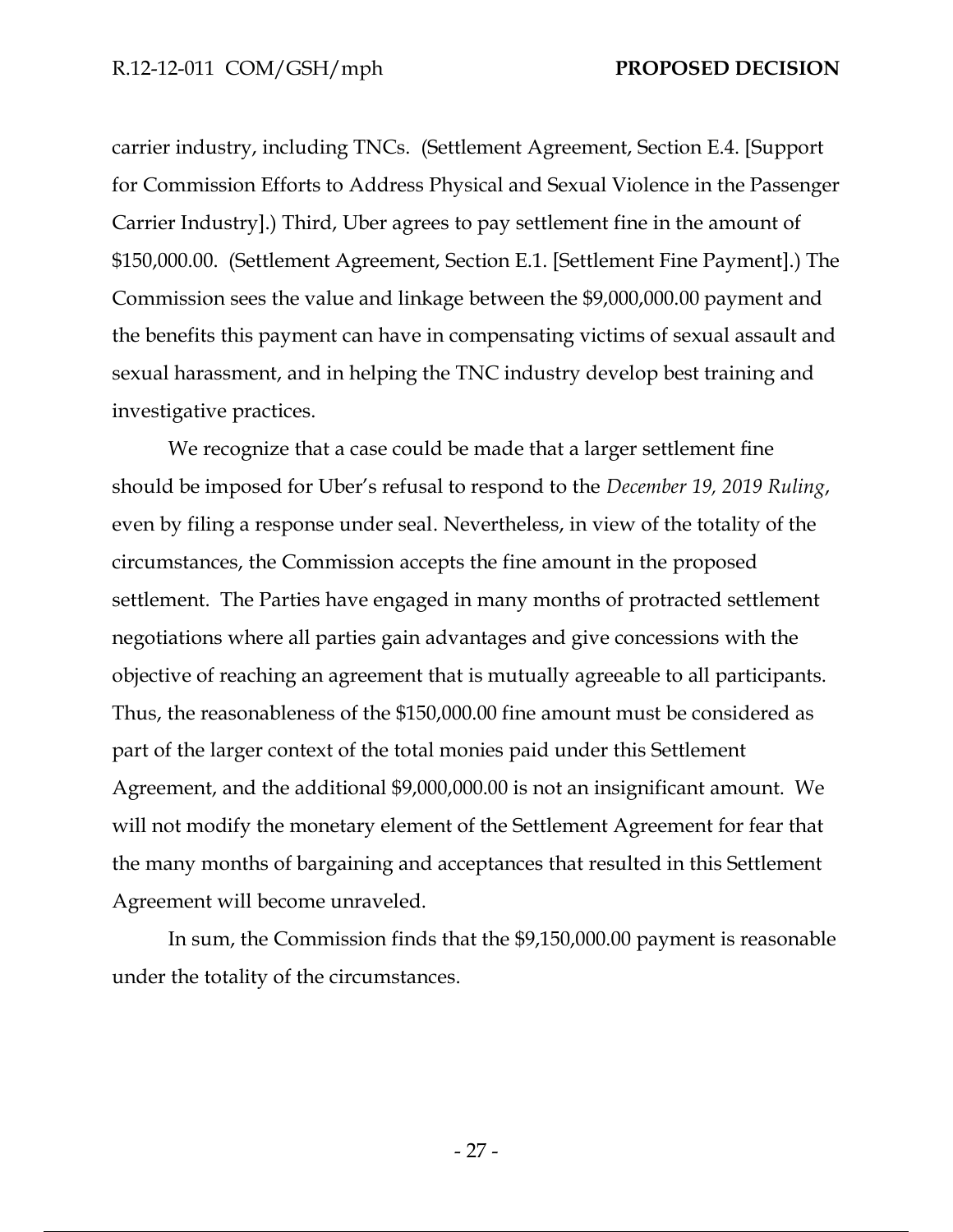carrier industry, including TNCs. (Settlement Agreement, Section E.4. [Support for Commission Efforts to Address Physical and Sexual Violence in the Passenger Carrier Industry].) Third, Uber agrees to pay settlement fine in the amount of $150,000.00. (Settlement Agreement, Section E.1. [Settlement Fine Payment].) The Commission sees the value and linkage between the $9,000,000.00 payment and the benefits this payment can have in compensating victims of sexual assault and sexual harassment, and in helping the TNC industry develop best training and investigative practices.

We recognize that a case could be made that a larger settlement fine should be imposed for Uber's refusal to respond to the *December 19, 2019 Ruling*, even by filing a response under seal. Nevertheless, in view of the totality of the circumstances, the Commission accepts the fine amount in the proposed settlement. The Parties have engaged in many months of protracted settlement negotiations where all parties gain advantages and give concessions with the objective of reaching an agreement that is mutually agreeable to all participants. Thus, the reasonableness of the $150,000.00 fine amount must be considered as part of the larger context of the total monies paid under this Settlement Agreement, and the additional $9,000,000.00 is not an insignificant amount. We will not modify the monetary element of the Settlement Agreement for fear that the many months of bargaining and acceptances that resulted in this Settlement Agreement will become unraveled.

In sum, the Commission finds that the $9,150,000.00 payment is reasonable under the totality of the circumstances.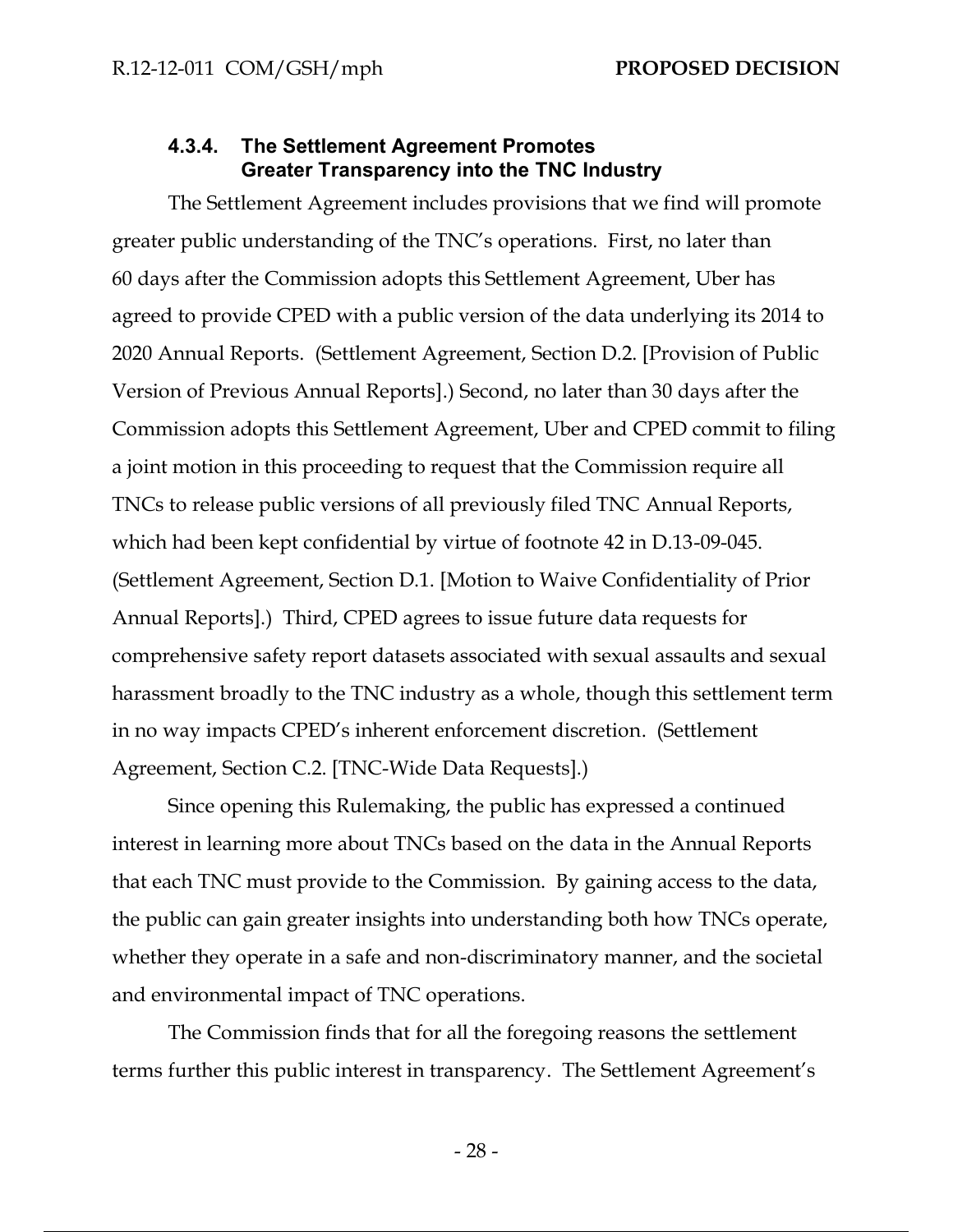#### 4.3.4. The Settlement Agreement Promotes Greater Transparency into the TNC Industry

The Settlement Agreement includes provisions that we find will promote greater public understanding of the TNC's operations. First, no later than 60 days after the Commission adopts this Settlement Agreement, Uber has agreed to provide CPED with a public version of the data underlying its 2014 to 2020 Annual Reports. (Settlement Agreement, Section D.2. [Provision of Public Version of Previous Annual Reports].) Second, no later than 30 days after the Commission adopts this Settlement Agreement, Uber and CPED commit to filing a joint motion in this proceeding to request that the Commission require all TNCs to release public versions of all previously filed TNC Annual Reports, which had been kept confidential by virtue of footnote 42 in D.13-09-045. (Settlement Agreement, Section D.1. [Motion to Waive Confidentiality of Prior Annual Reports].) Third, CPED agrees to issue future data requests for comprehensive safety report datasets associated with sexual assaults and sexual harassment broadly to the TNC industry as a whole, though this settlement term in no way impacts CPED's inherent enforcement discretion. (Settlement Agreement, Section C.2. [TNC-Wide Data Requests].)

Since opening this Rulemaking, the public has expressed a continued interest in learning more about TNCs based on the data in the Annual Reports that each TNC must provide to the Commission. By gaining access to the data, the public can gain greater insights into understanding both how TNCs operate, whether they operate in a safe and non-discriminatory manner, and the societal and environmental impact of TNC operations.

The Commission finds that for all the foregoing reasons the settlement terms further this public interest in transparency. The Settlement Agreement's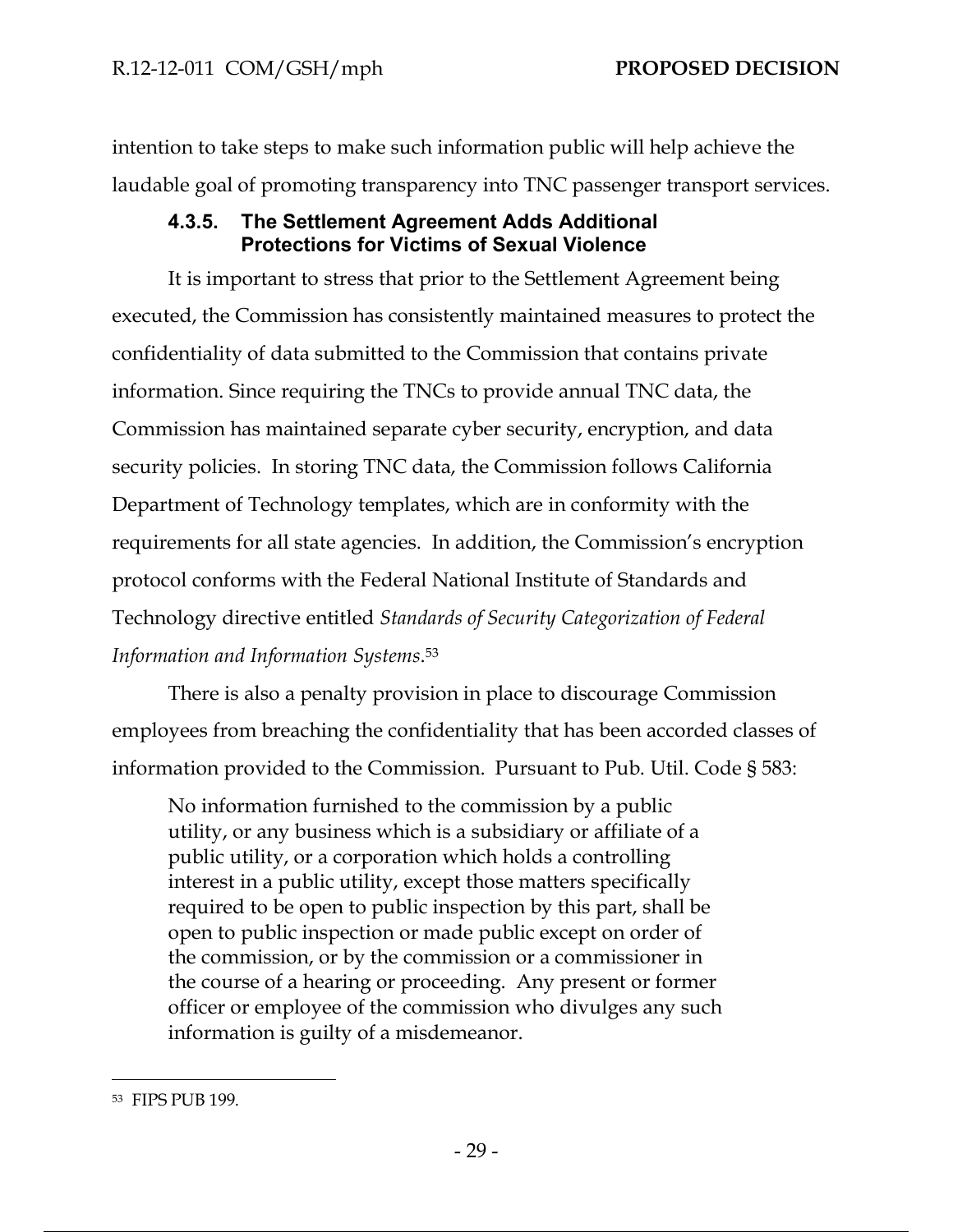intention to take steps to make such information public will help achieve the laudable goal of promoting transparency into TNC passenger transport services.

#### 4.3.5. The Settlement Agreement Adds Additional Protections for Victims of Sexual Violence

It is important to stress that prior to the Settlement Agreement being executed, the Commission has consistently maintained measures to protect the confidentiality of data submitted to the Commission that contains private information. Since requiring the TNCs to provide annual TNC data, the Commission has maintained separate cyber security, encryption, and data security policies. In storing TNC data, the Commission follows California Department of Technology templates, which are in conformity with the requirements for all state agencies. In addition, the Commission's encryption protocol conforms with the Federal National Institute of Standards and Technology directive entitled *Standards of Security Categorization of Federal Information and Information Systems*.[53]

There is also a penalty provision in place to discourage Commission employees from breaching the confidentiality that has been accorded classes of information provided to the Commission. Pursuant to Pub. Util. Code § 583:

> No information furnished to the commission by a public utility, or any business which is a subsidiary or affiliate of a public utility, or a corporation which holds a controlling interest in a public utility, except those matters specifically required to be open to public inspection by this part, shall be open to public inspection or made public except on order of the commission, or by the commission or a commissioner in the course of a hearing or proceeding. Any present or former officer or employee of the commission who divulges any such information is guilty of a misdemeanor.

---

[53] FIPS PUB 199.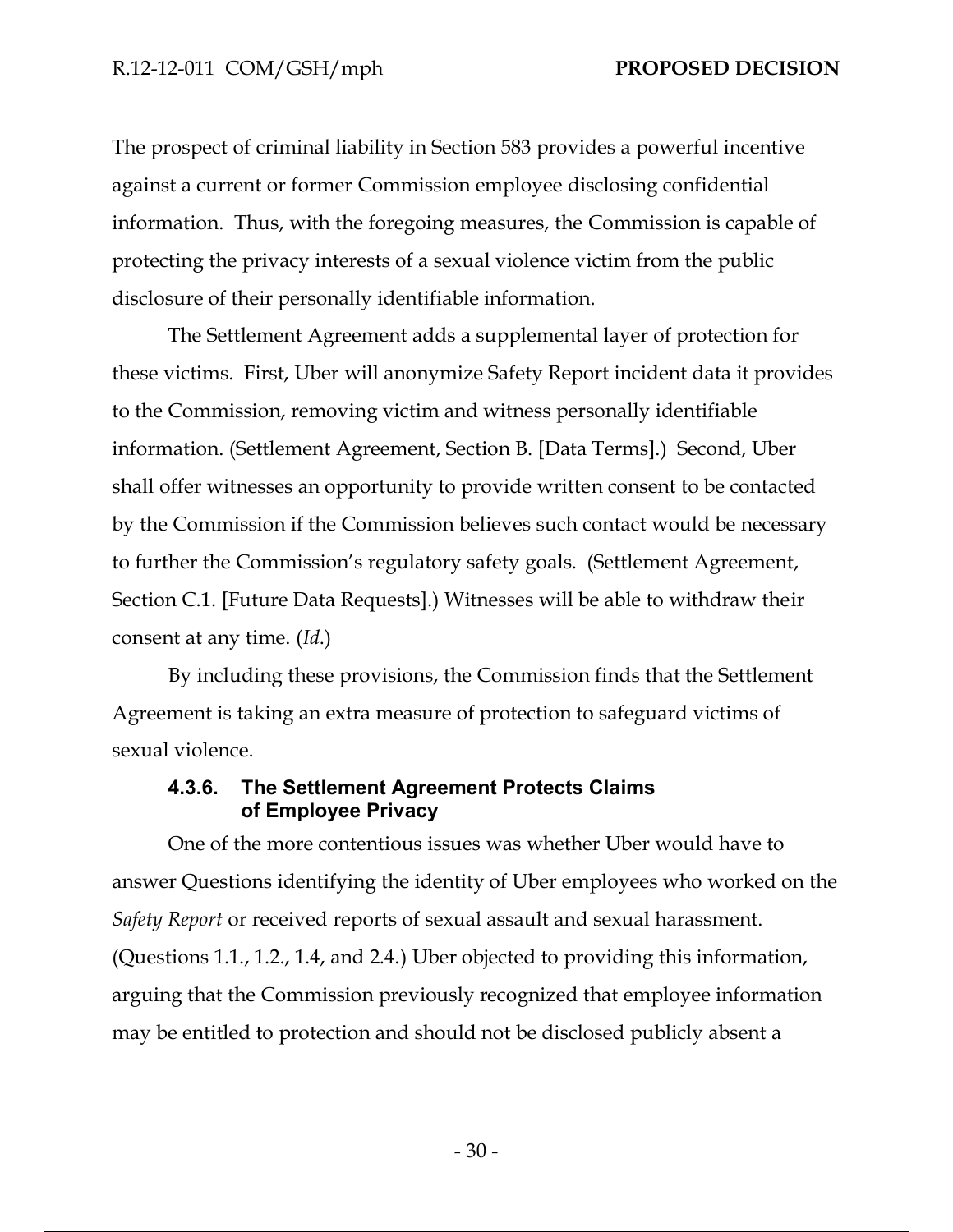The prospect of criminal liability in Section 583 provides a powerful incentive against a current or former Commission employee disclosing confidential information. Thus, with the foregoing measures, the Commission is capable of protecting the privacy interests of a sexual violence victim from the public disclosure of their personally identifiable information.

The Settlement Agreement adds a supplemental layer of protection for these victims. First, Uber will anonymize Safety Report incident data it provides to the Commission, removing victim and witness personally identifiable information. (Settlement Agreement, Section B. [Data Terms].) Second, Uber shall offer witnesses an opportunity to provide written consent to be contacted by the Commission if the Commission believes such contact would be necessary to further the Commission's regulatory safety goals. (Settlement Agreement, Section C.1. [Future Data Requests].) Witnesses will be able to withdraw their consent at any time. (*Id.*)

By including these provisions, the Commission finds that the Settlement Agreement is taking an extra measure of protection to safeguard victims of sexual violence.

#### 4.3.6. The Settlement Agreement Protects Claims of Employee Privacy

One of the more contentious issues was whether Uber would have to answer Questions identifying the identity of Uber employees who worked on the *Safety Report* or received reports of sexual assault and sexual harassment. (Questions 1.1., 1.2., 1.4, and 2.4.) Uber objected to providing this information, arguing that the Commission previously recognized that employee information may be entitled to protection and should not be disclosed publicly absent a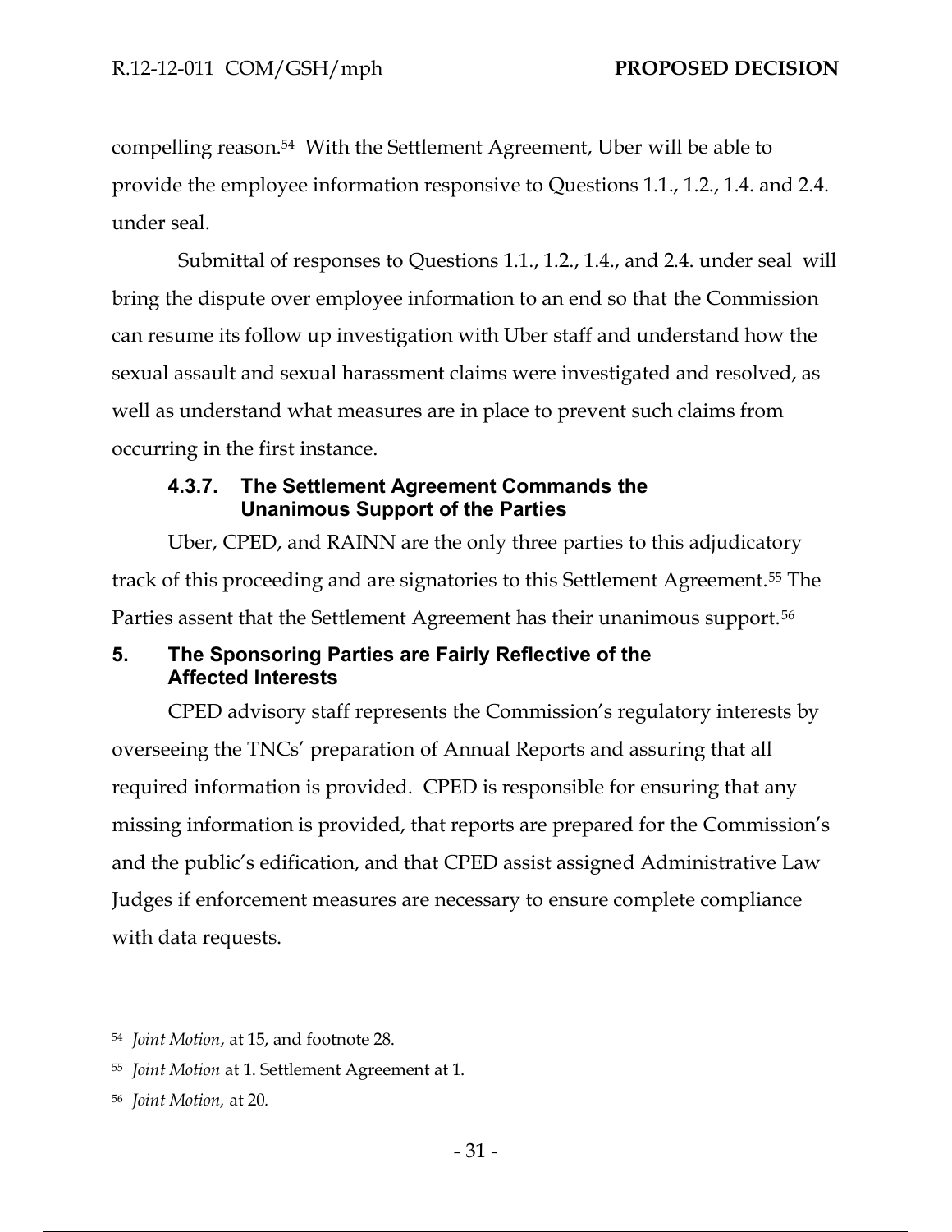compelling reason.[54] With the Settlement Agreement, Uber will be able to provide the employee information responsive to Questions 1.1., 1.2., 1.4. and 2.4. under seal.

Submittal of responses to Questions 1.1., 1.2., 1.4., and 2.4. under seal will bring the dispute over employee information to an end so that the Commission can resume its follow up investigation with Uber staff and understand how the sexual assault and sexual harassment claims were investigated and resolved, as well as understand what measures are in place to prevent such claims from occurring in the first instance.

#### 4.3.7. The Settlement Agreement Commands the Unanimous Support of the Parties

Uber, CPED, and RAINN are the only three parties to this adjudicatory track of this proceeding and are signatories to this Settlement Agreement.[55] The Parties assent that the Settlement Agreement has their unanimous support.[56]

## 5. The Sponsoring Parties are Fairly Reflective of the Affected Interests

CPED advisory staff represents the Commission's regulatory interests by overseeing the TNCs' preparation of Annual Reports and assuring that all required information is provided. CPED is responsible for ensuring that any missing information is provided, that reports are prepared for the Commission's and the public's edification, and that CPED assist assigned Administrative Law Judges if enforcement measures are necessary to ensure complete compliance with data requests.

---

[54] *Joint Motion*, at 15, and footnote 28.

[55] *Joint Motion* at 1. Settlement Agreement at 1.

[56] *Joint Motion,* at 20.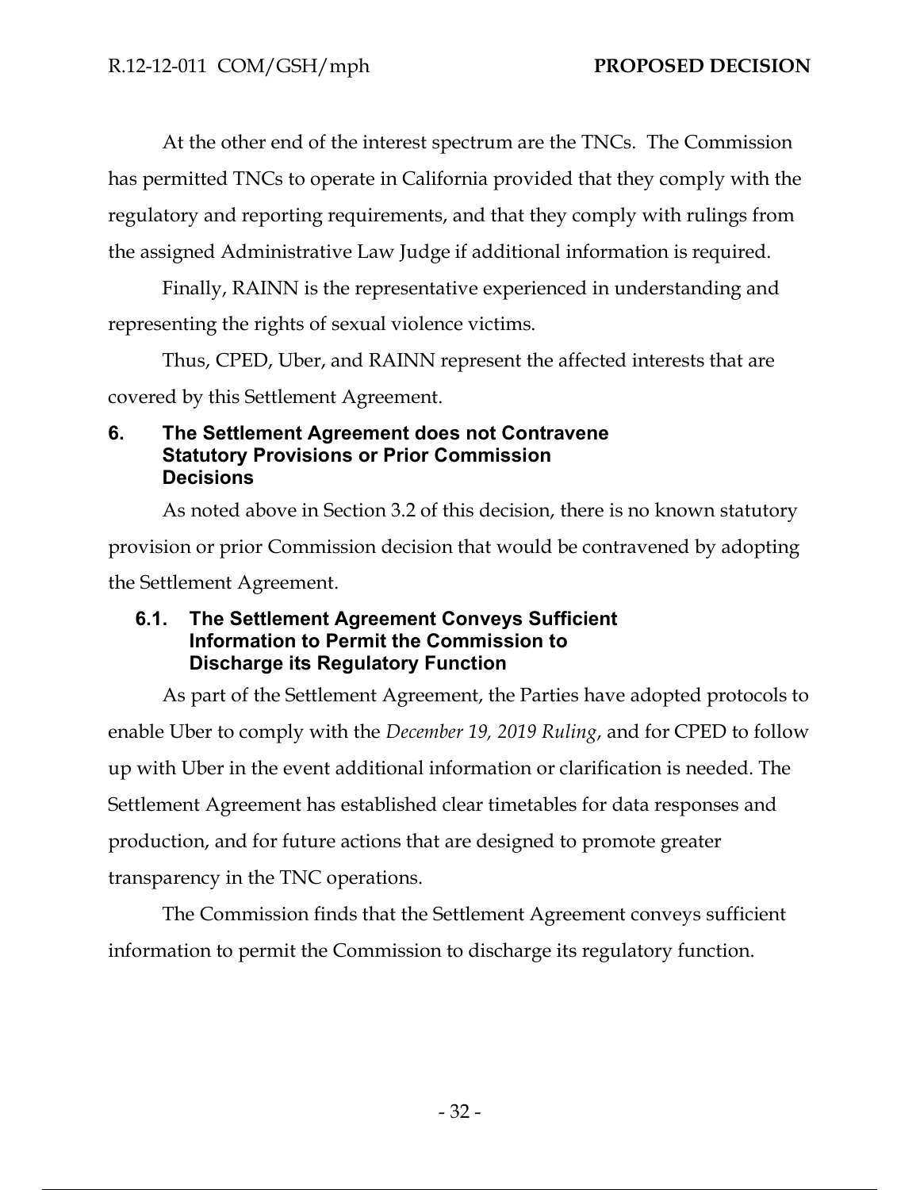At the other end of the interest spectrum are the TNCs. The Commission has permitted TNCs to operate in California provided that they comply with the regulatory and reporting requirements, and that they comply with rulings from the assigned Administrative Law Judge if additional information is required.

Finally, RAINN is the representative experienced in understanding and representing the rights of sexual violence victims.

Thus, CPED, Uber, and RAINN represent the affected interests that are covered by this Settlement Agreement.

## 6. The Settlement Agreement does not Contravene Statutory Provisions or Prior Commission Decisions

As noted above in Section 3.2 of this decision, there is no known statutory provision or prior Commission decision that would be contravened by adopting the Settlement Agreement.

### 6.1. The Settlement Agreement Conveys Sufficient Information to Permit the Commission to Discharge its Regulatory Function

As part of the Settlement Agreement, the Parties have adopted protocols to enable Uber to comply with the *December 19, 2019 Ruling*, and for CPED to follow up with Uber in the event additional information or clarification is needed. The Settlement Agreement has established clear timetables for data responses and production, and for future actions that are designed to promote greater transparency in the TNC operations.

The Commission finds that the Settlement Agreement conveys sufficient information to permit the Commission to discharge its regulatory function.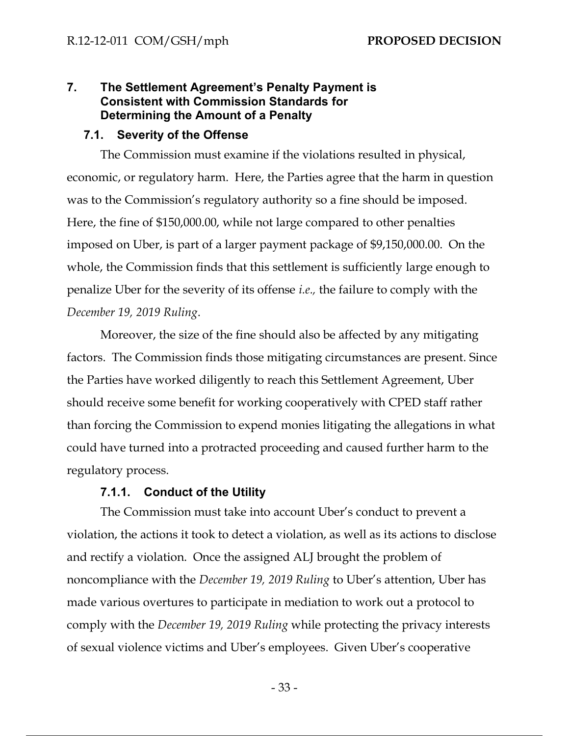## 7. The Settlement Agreement's Penalty Payment is Consistent with Commission Standards for Determining the Amount of a Penalty

### 7.1. Severity of the Offense

The Commission must examine if the violations resulted in physical, economic, or regulatory harm. Here, the Parties agree that the harm in question was to the Commission's regulatory authority so a fine should be imposed. Here, the fine of $150,000.00, while not large compared to other penalties imposed on Uber, is part of a larger payment package of $9,150,000.00. On the whole, the Commission finds that this settlement is sufficiently large enough to penalize Uber for the severity of its offense *i.e.,* the failure to comply with the *December 19, 2019 Ruling*.

Moreover, the size of the fine should also be affected by any mitigating factors. The Commission finds those mitigating circumstances are present. Since the Parties have worked diligently to reach this Settlement Agreement, Uber should receive some benefit for working cooperatively with CPED staff rather than forcing the Commission to expend monies litigating the allegations in what could have turned into a protracted proceeding and caused further harm to the regulatory process.

#### 7.1.1. Conduct of the Utility

The Commission must take into account Uber's conduct to prevent a violation, the actions it took to detect a violation, as well as its actions to disclose and rectify a violation. Once the assigned ALJ brought the problem of noncompliance with the *December 19, 2019 Ruling* to Uber's attention, Uber has made various overtures to participate in mediation to work out a protocol to comply with the *December 19, 2019 Ruling* while protecting the privacy interests of sexual violence victims and Uber's employees. Given Uber's cooperative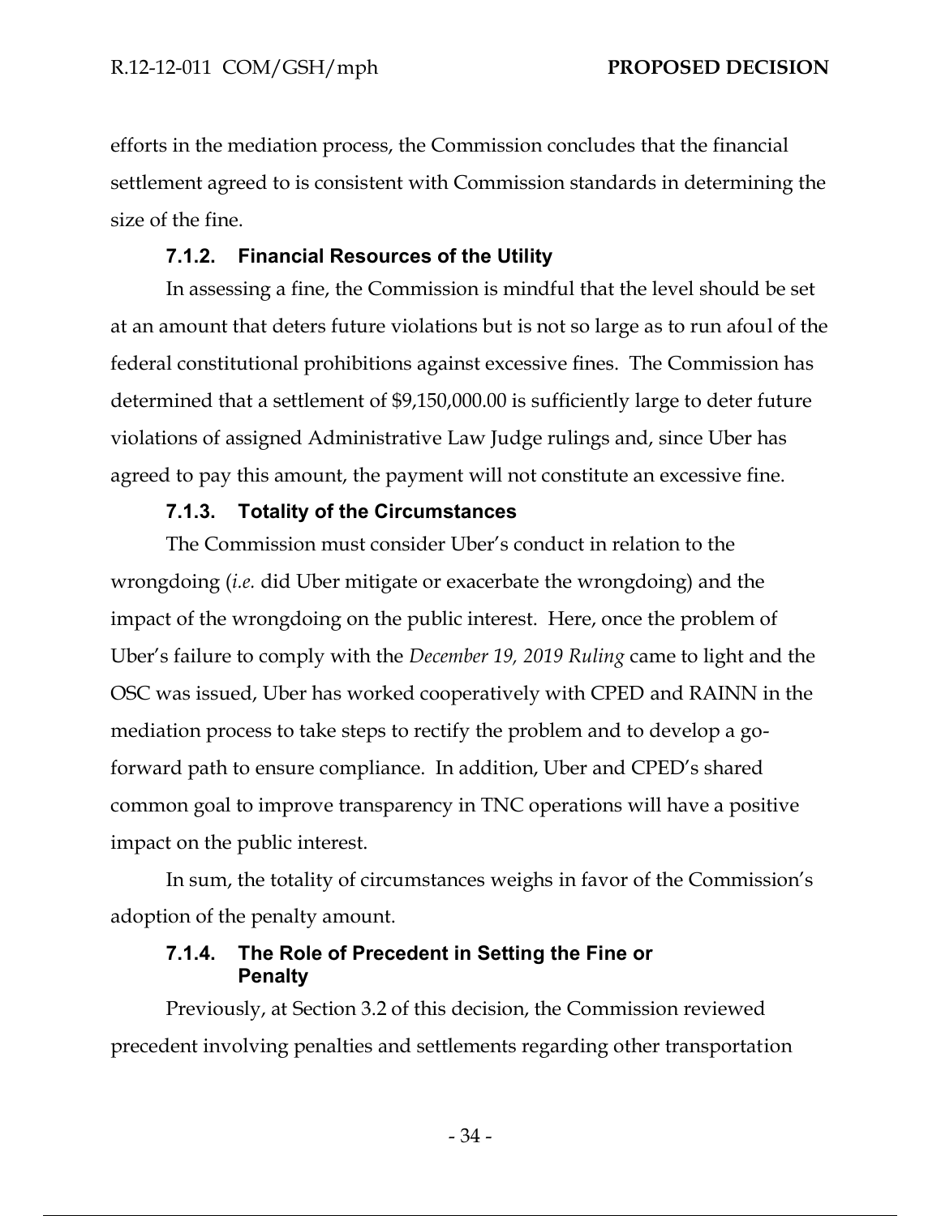efforts in the mediation process, the Commission concludes that the financial settlement agreed to is consistent with Commission standards in determining the size of the fine.

#### 7.1.2. Financial Resources of the Utility

In assessing a fine, the Commission is mindful that the level should be set at an amount that deters future violations but is not so large as to run afoul of the federal constitutional prohibitions against excessive fines. The Commission has determined that a settlement of $9,150,000.00 is sufficiently large to deter future violations of assigned Administrative Law Judge rulings and, since Uber has agreed to pay this amount, the payment will not constitute an excessive fine.

#### 7.1.3. Totality of the Circumstances

The Commission must consider Uber's conduct in relation to the wrongdoing (*i.e.* did Uber mitigate or exacerbate the wrongdoing) and the impact of the wrongdoing on the public interest. Here, once the problem of Uber's failure to comply with the *December 19, 2019 Ruling* came to light and the OSC was issued, Uber has worked cooperatively with CPED and RAINN in the mediation process to take steps to rectify the problem and to develop a go-forward path to ensure compliance. In addition, Uber and CPED's shared common goal to improve transparency in TNC operations will have a positive impact on the public interest.

In sum, the totality of circumstances weighs in favor of the Commission's adoption of the penalty amount.

#### 7.1.4. The Role of Precedent in Setting the Fine or Penalty

Previously, at Section 3.2 of this decision, the Commission reviewed precedent involving penalties and settlements regarding other transportation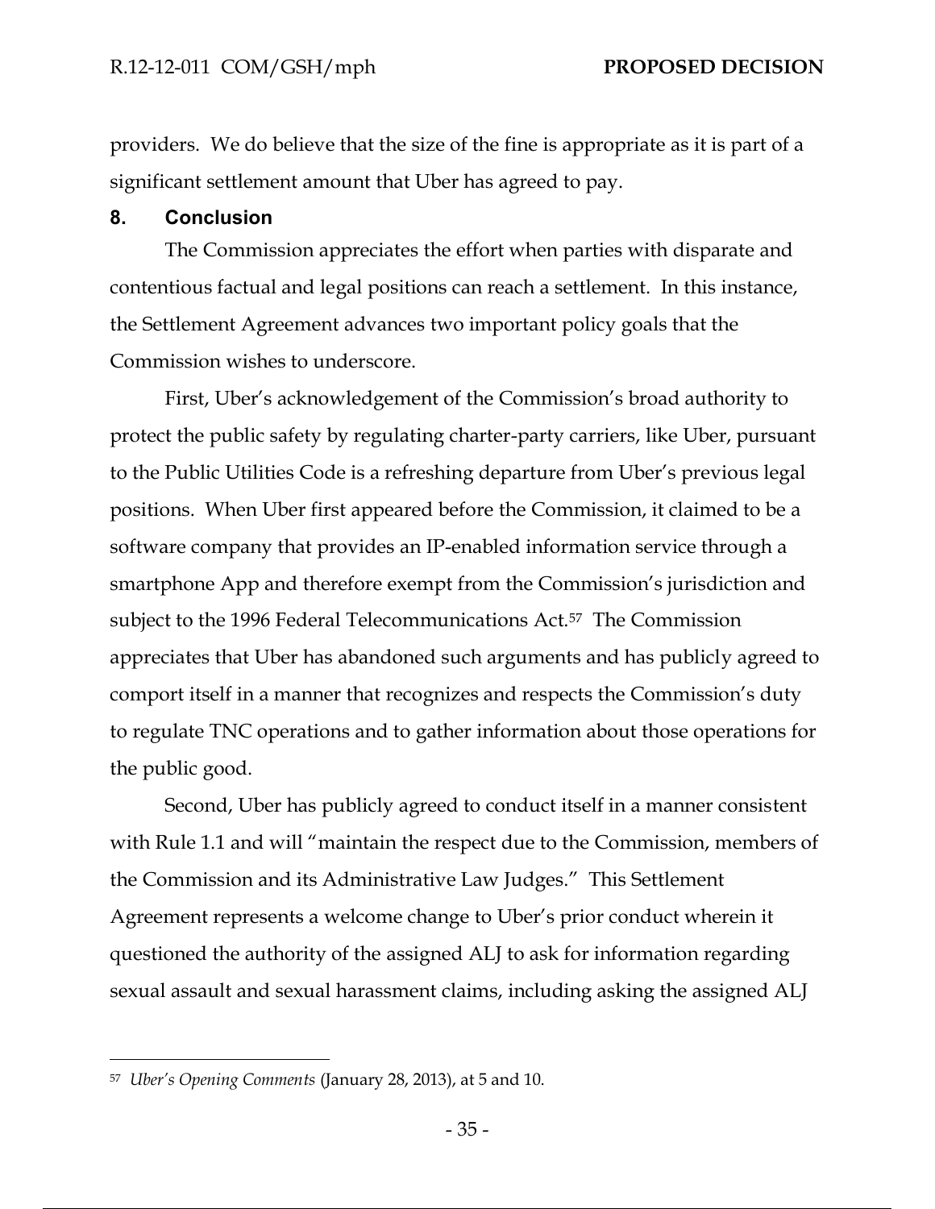providers. We do believe that the size of the fine is appropriate as it is part of a significant settlement amount that Uber has agreed to pay.

## 8. Conclusion

The Commission appreciates the effort when parties with disparate and contentious factual and legal positions can reach a settlement. In this instance, the Settlement Agreement advances two important policy goals that the Commission wishes to underscore.

First, Uber's acknowledgement of the Commission's broad authority to protect the public safety by regulating charter-party carriers, like Uber, pursuant to the Public Utilities Code is a refreshing departure from Uber's previous legal positions. When Uber first appeared before the Commission, it claimed to be a software company that provides an IP-enabled information service through a smartphone App and therefore exempt from the Commission's jurisdiction and subject to the 1996 Federal Telecommunications Act.[57] The Commission appreciates that Uber has abandoned such arguments and has publicly agreed to comport itself in a manner that recognizes and respects the Commission's duty to regulate TNC operations and to gather information about those operations for the public good.

Second, Uber has publicly agreed to conduct itself in a manner consistent with Rule 1.1 and will "maintain the respect due to the Commission, members of the Commission and its Administrative Law Judges." This Settlement Agreement represents a welcome change to Uber's prior conduct wherein it questioned the authority of the assigned ALJ to ask for information regarding sexual assault and sexual harassment claims, including asking the assigned ALJ

---

[57] *Uber's Opening Comments* (January 28, 2013), at 5 and 10.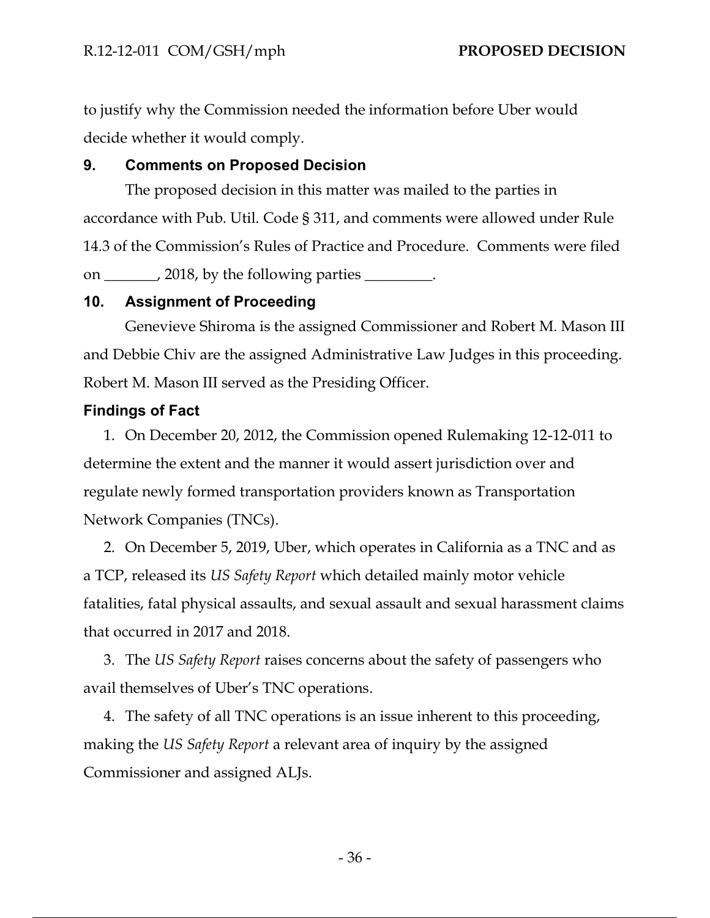to justify why the Commission needed the information before Uber would decide whether it would comply.

## 9. Comments on Proposed Decision

The proposed decision in this matter was mailed to the parties in accordance with Pub. Util. Code § 311, and comments were allowed under Rule 14.3 of the Commission's Rules of Practice and Procedure. Comments were filed on _______, 2018, by the following parties _________.

## 10. Assignment of Proceeding

Genevieve Shiroma is the assigned Commissioner and Robert M. Mason III and Debbie Chiv are the assigned Administrative Law Judges in this proceeding. Robert M. Mason III served as the Presiding Officer.

## Findings of Fact

1. On December 20, 2012, the Commission opened Rulemaking 12-12-011 to determine the extent and the manner it would assert jurisdiction over and regulate newly formed transportation providers known as Transportation Network Companies (TNCs).

2. On December 5, 2019, Uber, which operates in California as a TNC and as a TCP, released its *US Safety Report* which detailed mainly motor vehicle fatalities, fatal physical assaults, and sexual assault and sexual harassment claims that occurred in 2017 and 2018.

3. The *US Safety Report* raises concerns about the safety of passengers who avail themselves of Uber's TNC operations.

4. The safety of all TNC operations is an issue inherent to this proceeding, making the *US Safety Report* a relevant area of inquiry by the assigned Commissioner and assigned ALJs.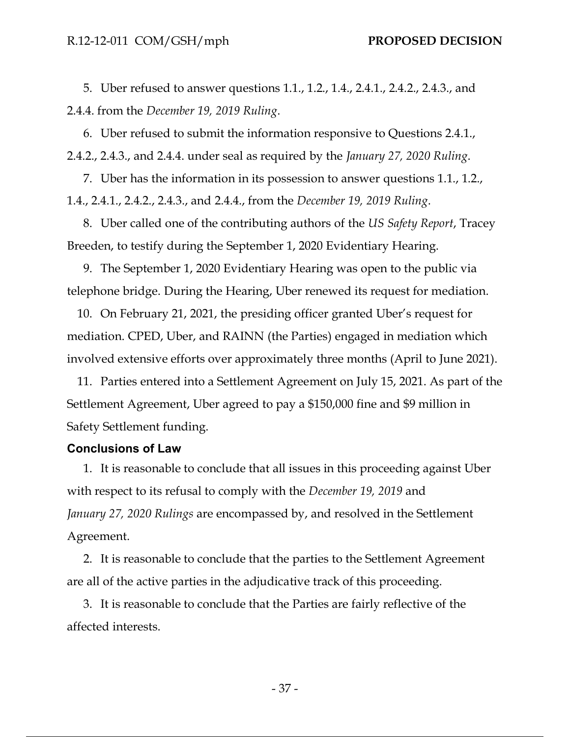5. Uber refused to answer questions 1.1., 1.2., 1.4., 2.4.1., 2.4.2., 2.4.3., and 2.4.4. from the *December 19, 2019 Ruling*.

6. Uber refused to submit the information responsive to Questions 2.4.1., 2.4.2., 2.4.3., and 2.4.4. under seal as required by the *January 27, 2020 Ruling*.

7. Uber has the information in its possession to answer questions 1.1., 1.2., 1.4., 2.4.1., 2.4.2., 2.4.3., and 2.4.4., from the *December 19, 2019 Ruling*.

8. Uber called one of the contributing authors of the *US Safety Report*, Tracey Breeden, to testify during the September 1, 2020 Evidentiary Hearing.

9. The September 1, 2020 Evidentiary Hearing was open to the public via telephone bridge. During the Hearing, Uber renewed its request for mediation.

10. On February 21, 2021, the presiding officer granted Uber's request for mediation. CPED, Uber, and RAINN (the Parties) engaged in mediation which involved extensive efforts over approximately three months (April to June 2021).

11. Parties entered into a Settlement Agreement on July 15, 2021. As part of the Settlement Agreement, Uber agreed to pay a $150,000 fine and $9 million in Safety Settlement funding.

### Conclusions of Law

1. It is reasonable to conclude that all issues in this proceeding against Uber with respect to its refusal to comply with the *December 19, 2019* and *January 27, 2020 Rulings* are encompassed by, and resolved in the Settlement Agreement.

2. It is reasonable to conclude that the parties to the Settlement Agreement are all of the active parties in the adjudicative track of this proceeding.

3. It is reasonable to conclude that the Parties are fairly reflective of the affected interests.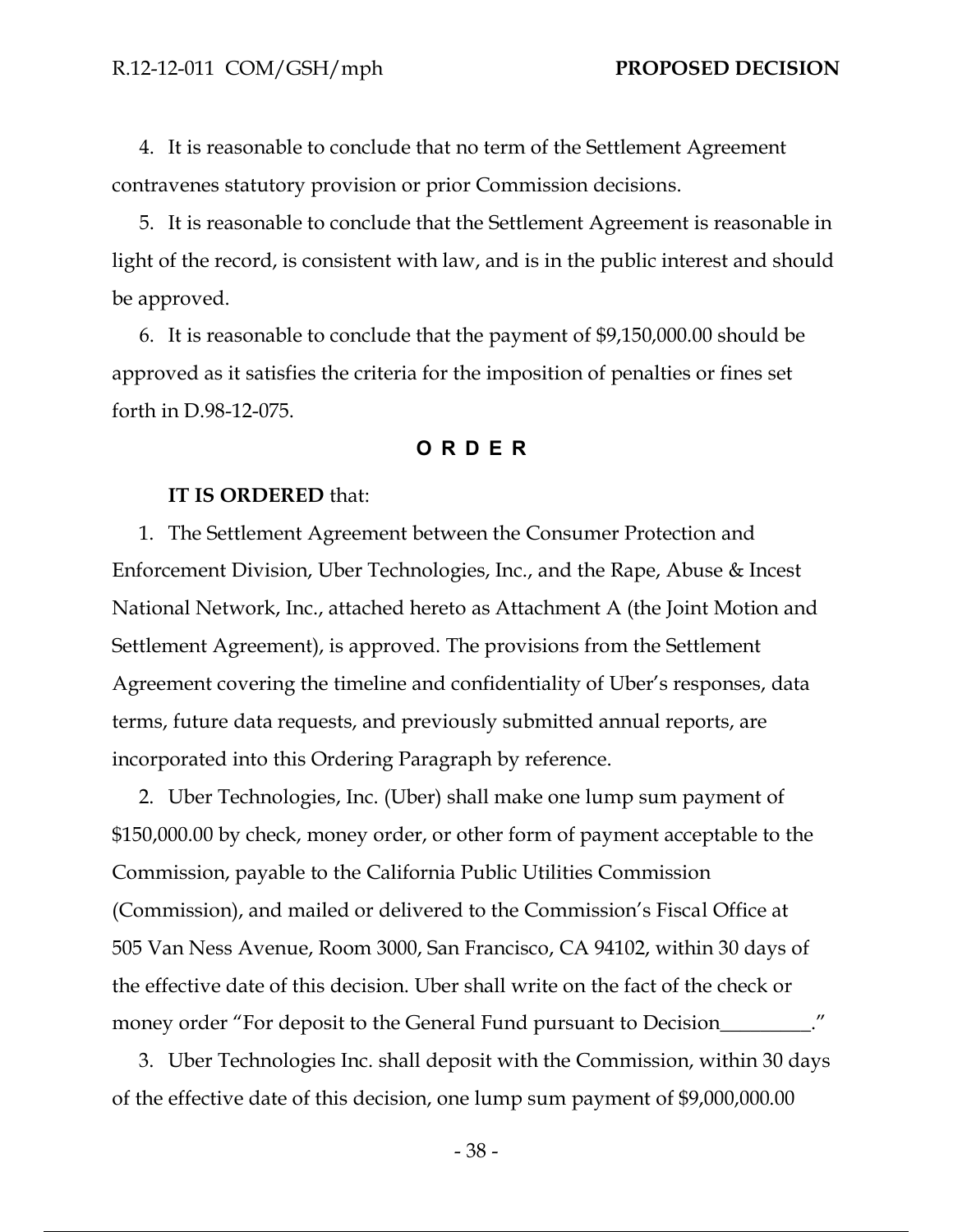4. It is reasonable to conclude that no term of the Settlement Agreement contravenes statutory provision or prior Commission decisions.

5. It is reasonable to conclude that the Settlement Agreement is reasonable in light of the record, is consistent with law, and is in the public interest and should be approved.

6. It is reasonable to conclude that the payment of $9,150,000.00 should be approved as it satisfies the criteria for the imposition of penalties or fines set forth in D.98-12-075.

## O R D E R

**IT IS ORDERED** that:

1. The Settlement Agreement between the Consumer Protection and Enforcement Division, Uber Technologies, Inc., and the Rape, Abuse & Incest National Network, Inc., attached hereto as Attachment A (the Joint Motion and Settlement Agreement), is approved. The provisions from the Settlement Agreement covering the timeline and confidentiality of Uber's responses, data terms, future data requests, and previously submitted annual reports, are incorporated into this Ordering Paragraph by reference.

2. Uber Technologies, Inc. (Uber) shall make one lump sum payment of $150,000.00 by check, money order, or other form of payment acceptable to the Commission, payable to the California Public Utilities Commission (Commission), and mailed or delivered to the Commission's Fiscal Office at 505 Van Ness Avenue, Room 3000, San Francisco, CA 94102, within 30 days of the effective date of this decision. Uber shall write on the fact of the check or money order "For deposit to the General Fund pursuant to Decision_________."

3. Uber Technologies Inc. shall deposit with the Commission, within 30 days of the effective date of this decision, one lump sum payment of $9,000,000.00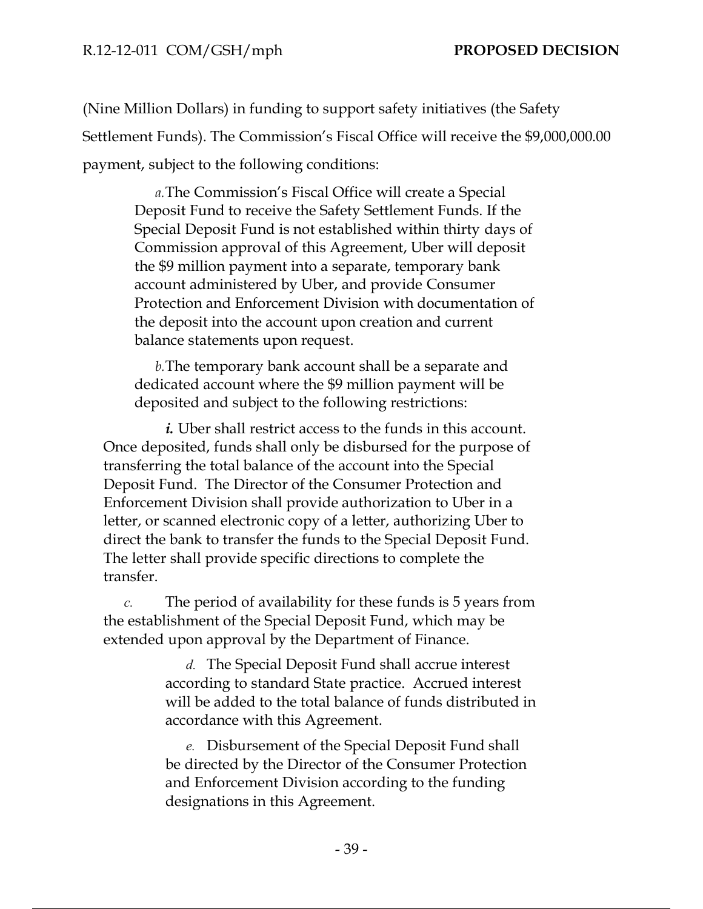(Nine Million Dollars) in funding to support safety initiatives (the Safety Settlement Funds). The Commission's Fiscal Office will receive the $9,000,000.00 payment, subject to the following conditions:

*a.* The Commission's Fiscal Office will create a Special Deposit Fund to receive the Safety Settlement Funds. If the Special Deposit Fund is not established within thirty days of Commission approval of this Agreement, Uber will deposit the $9 million payment into a separate, temporary bank account administered by Uber, and provide Consumer Protection and Enforcement Division with documentation of the deposit into the account upon creation and current balance statements upon request.

*b.* The temporary bank account shall be a separate and dedicated account where the $9 million payment will be deposited and subject to the following restrictions:

***i.*** Uber shall restrict access to the funds in this account. Once deposited, funds shall only be disbursed for the purpose of transferring the total balance of the account into the Special Deposit Fund. The Director of the Consumer Protection and Enforcement Division shall provide authorization to Uber in a letter, or scanned electronic copy of a letter, authorizing Uber to direct the bank to transfer the funds to the Special Deposit Fund. The letter shall provide specific directions to complete the transfer.

*c.* The period of availability for these funds is 5 years from the establishment of the Special Deposit Fund, which may be extended upon approval by the Department of Finance.

*d.* The Special Deposit Fund shall accrue interest according to standard State practice. Accrued interest will be added to the total balance of funds distributed in accordance with this Agreement.

*e.* Disbursement of the Special Deposit Fund shall be directed by the Director of the Consumer Protection and Enforcement Division according to the funding designations in this Agreement.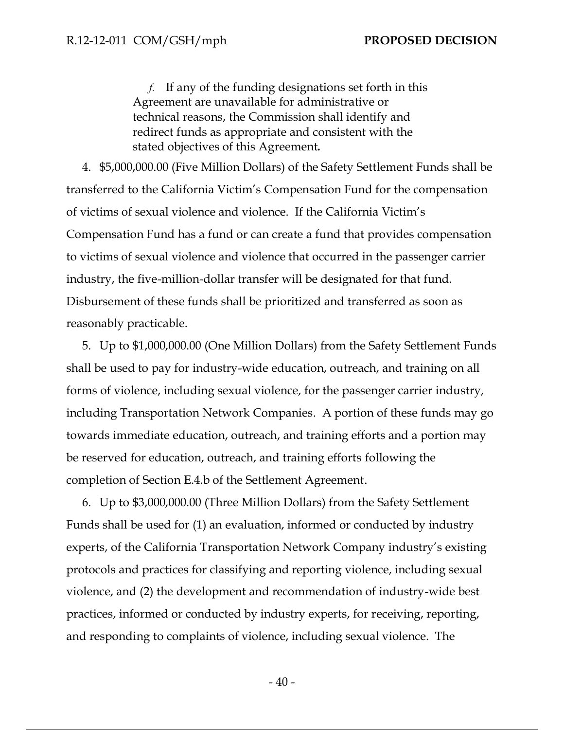> *f.* If any of the funding designations set forth in this Agreement are unavailable for administrative or technical reasons, the Commission shall identify and redirect funds as appropriate and consistent with the stated objectives of this Agreement**.**

4. $5,000,000.00 (Five Million Dollars) of the Safety Settlement Funds shall be transferred to the California Victim's Compensation Fund for the compensation of victims of sexual violence and violence. If the California Victim's Compensation Fund has a fund or can create a fund that provides compensation to victims of sexual violence and violence that occurred in the passenger carrier industry, the five-million-dollar transfer will be designated for that fund. Disbursement of these funds shall be prioritized and transferred as soon as reasonably practicable.

5. Up to $1,000,000.00 (One Million Dollars) from the Safety Settlement Funds shall be used to pay for industry-wide education, outreach, and training on all forms of violence, including sexual violence, for the passenger carrier industry, including Transportation Network Companies. A portion of these funds may go towards immediate education, outreach, and training efforts and a portion may be reserved for education, outreach, and training efforts following the completion of Section E.4.b of the Settlement Agreement.

6. Up to $3,000,000.00 (Three Million Dollars) from the Safety Settlement Funds shall be used for (1) an evaluation, informed or conducted by industry experts, of the California Transportation Network Company industry's existing protocols and practices for classifying and reporting violence, including sexual violence, and (2) the development and recommendation of industry-wide best practices, informed or conducted by industry experts, for receiving, reporting, and responding to complaints of violence, including sexual violence. The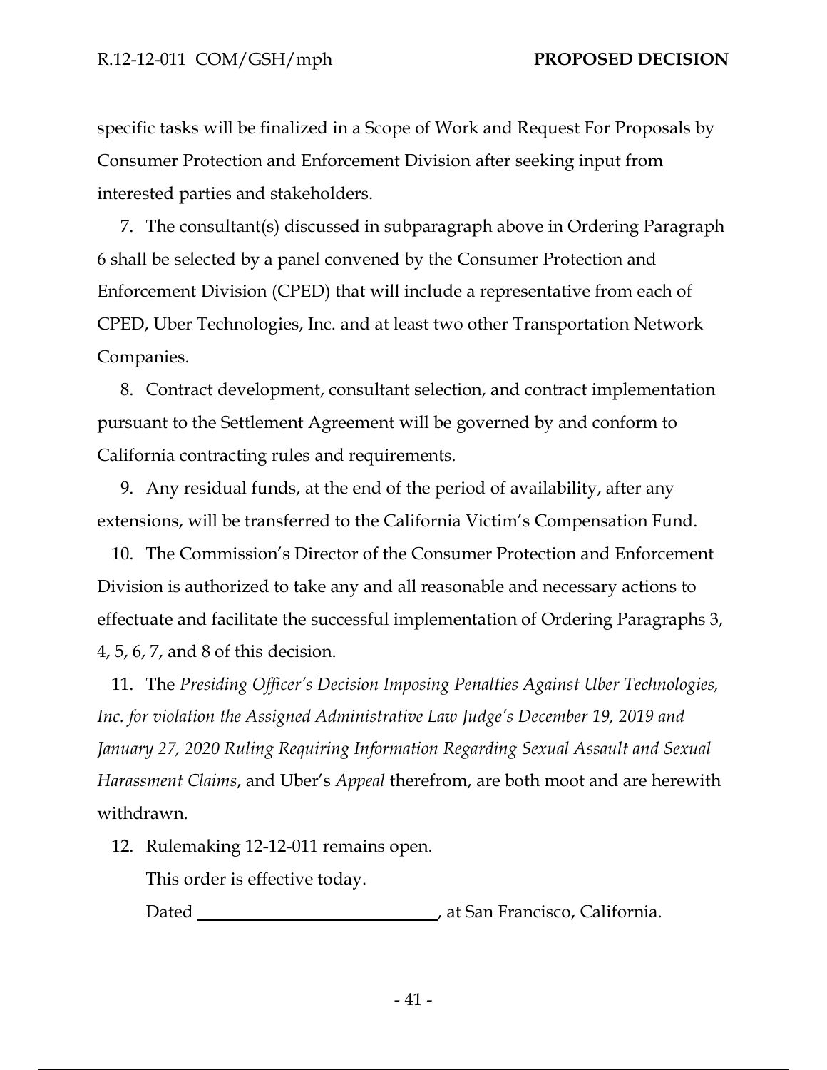specific tasks will be finalized in a Scope of Work and Request For Proposals by Consumer Protection and Enforcement Division after seeking input from interested parties and stakeholders.

7. The consultant(s) discussed in subparagraph above in Ordering Paragraph 6 shall be selected by a panel convened by the Consumer Protection and Enforcement Division (CPED) that will include a representative from each of CPED, Uber Technologies, Inc. and at least two other Transportation Network Companies.

8. Contract development, consultant selection, and contract implementation pursuant to the Settlement Agreement will be governed by and conform to California contracting rules and requirements.

9. Any residual funds, at the end of the period of availability, after any extensions, will be transferred to the California Victim's Compensation Fund.

10. The Commission's Director of the Consumer Protection and Enforcement Division is authorized to take any and all reasonable and necessary actions to effectuate and facilitate the successful implementation of Ordering Paragraphs 3, 4, 5, 6, 7, and 8 of this decision.

11. The *Presiding Officer's Decision Imposing Penalties Against Uber Technologies, Inc. for violation the Assigned Administrative Law Judge's December 19, 2019 and January 27, 2020 Ruling Requiring Information Regarding Sexual Assault and Sexual Harassment Claims*, and Uber's *Appeal* therefrom, are both moot and are herewith withdrawn.

12. Rulemaking 12-12-011 remains open.

This order is effective today.

Dated \_\_\_\_\_\_\_\_\_\_\_\_\_\_\_\_\_\_\_\_\_\_\_\_\_\_\_\_, at San Francisco, California.